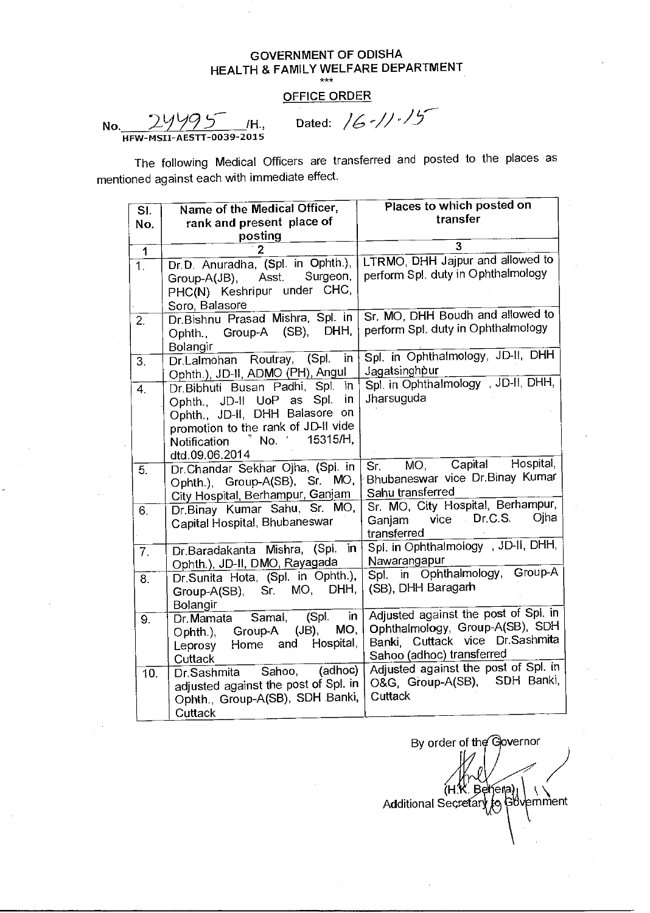# GOVERNMENT OF ODISHA
## HEALTH & FAMILY WELFARE DEPARTMENT

\*\*\*

**OFFICE ORDER**

No. 24495 /H., Dated: 16-11-15
HFW-MSII-AESTT-0039-2015

The following Medical Officers are transferred and posted to the places as mentioned against each with immediate effect.

| Sl. No. | Name of the Medical Officer, rank and present place of posting | Places to which posted on transfer |
|---|---|---|
| 1 | 2 | 3 |
| 1. | Dr.D. Anuradha, (Spl. in Ophth.), Group-A(JB), Asst. Surgeon, PHC(N) Keshripur under CHC, Soro, Balasore | LTRMO, DHH Jajpur and allowed to perform Spl. duty in Ophthalmology |
| 2. | Dr.Bishnu Prasad Mishra, Spl. in Ophth., Group-A (SB), DHH, Bolangir | Sr. MO, DHH Boudh and allowed to perform Spl. duty in Ophthalmology |
| 3. | Dr.Lalmohan Routray, (Spl. in Ophth.), JD-II, ADMO (PH), Angul | Spl. in Ophthalmology, JD-II, DHH Jagatsinghpur |
| 4. | Dr.Bibhuti Busan Padhi, Spl. in Ophth., JD-II UoP as Spl. in Ophth., JD-II, DHH Balasore on promotion to the rank of JD-II vide Notification No. 15315/H, dtd.09.06.2014 | Spl. in Ophthalmology , JD-II, DHH, Jharsuguda |
| 5. | Dr.Chandar Sekhar Ojha, (Spl. in Ophth.), Group-A(SB), Sr. MO, City Hospital, Berhampur, Ganjam | Sr. MO, Capital Hospital, Bhubaneswar vice Dr.Binay Kumar Sahu transferred |
| 6. | Dr.Binay Kumar Sahu, Sr. MO, Capital Hospital, Bhubaneswar | Sr. MO, City Hospital, Berhampur, Ganjam vice Dr.C.S. Ojha transferred |
| 7. | Dr.Baradakanta Mishra, (Spl. in Ophth.), JD-II, DMO, Rayagada | Spl. in Ophthalmology , JD-II, DHH, Nawarangapur |
| 8. | Dr.Sunita Hota, (Spl. in Ophth.), Group-A(SB), Sr. MO, DHH, Bolangir | Spl. in Ophthalmology, Group-A (SB), DHH Baragarh |
| 9. | Dr.Mamata Samal, (Spl. in Ophth.), Group-A (JB), MO, Leprosy Home and Hospital, Cuttack | Adjusted against the post of Spl. in Ophthalmology, Group-A(SB), SDH Banki, Cuttack vice Dr.Sashmita Sahoo (adhoc) transferred |
| 10. | Dr.Sashmita Sahoo, (adhoc) adjusted against the post of Spl. in Ophth., Group-A(SB), SDH Banki, Cuttack | Adjusted against the post of Spl. in O&G, Group-A(SB), SDH Banki, Cuttack |

By order of the Governor

(H.K. Behera)
Additional Secretary to Government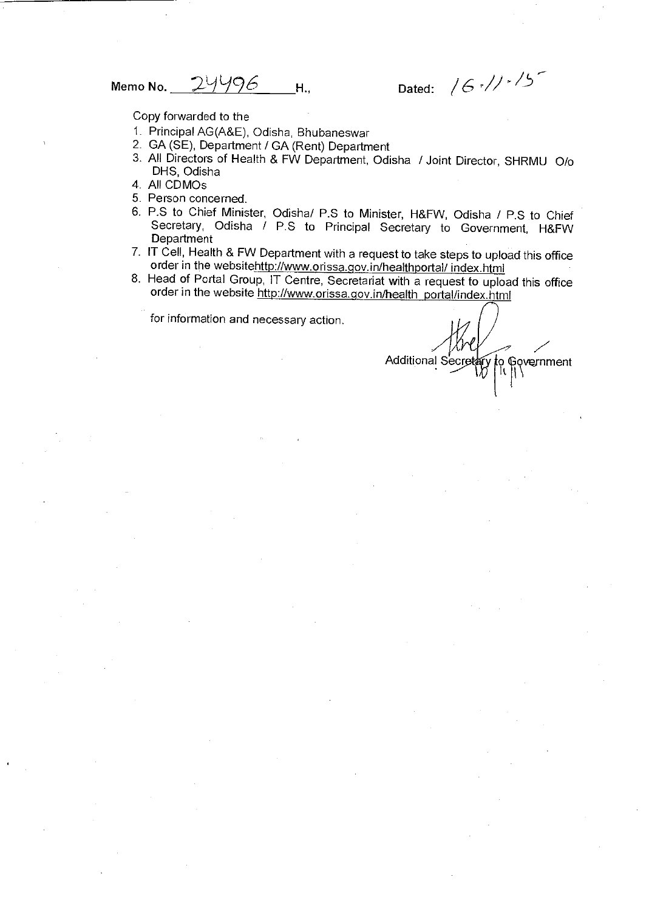Memo No. 24496 H., Dated: 16.11.15

Copy forwarded to the

1. Principal AG(A&E), Odisha, Bhubaneswar
2. GA (SE), Department / GA (Rent) Department
3. All Directors of Health & FW Department, Odisha / Joint Director, SHRMU O/o DHS, Odisha
4. All CDMOs
5. Person concerned.
6. P.S to Chief Minister, Odisha/ P.S to Minister, H&FW, Odisha / P.S to Chief Secretary, Odisha / P.S to Principal Secretary to Government, H&FW Department
7. IT Cell, Health & FW Department with a request to take steps to upload this office order in the websitehttp://www.orissa.gov.in/healthportal/ index.html
8. Head of Portal Group, IT Centre, Secretariat with a request to upload this office order in the website http://www.orissa.gov.in/health portal/index.html

for information and necessary action.

Additional Secretary to Government
16.11.15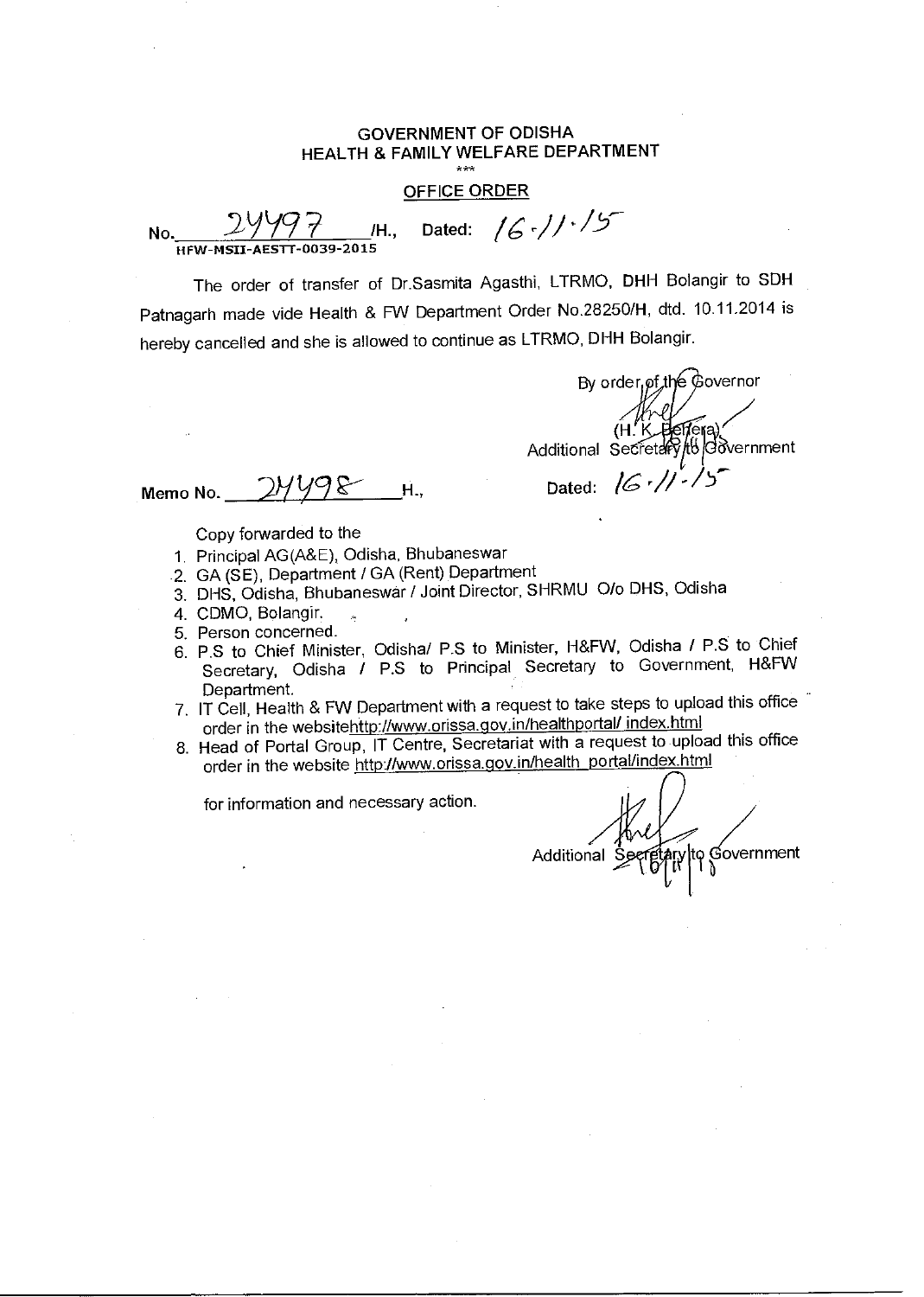**GOVERNMENT OF ODISHA**
**HEALTH & FAMILY WELFARE DEPARTMENT**

\*\*\*

**OFFICE ORDER**

No. 24497 /H., Dated: 16.11.15
HFW-MSII-AESTT-0039-2015

The order of transfer of Dr.Sasmita Agasthi, LTRMO, DHH Bolangir to SDH Patnagarh made vide Health & FW Department Order No.28250/H, dtd. 10.11.2014 is hereby cancelled and she is allowed to continue as LTRMO, DHH Bolangir.

By order of the Governor

(H. K. Behera)
Additional Secretary to Government

Memo No. 24498 H., Dated: 16.11.15

Copy forwarded to the

1. Principal AG(A&E), Odisha, Bhubaneswar
2. GA (SE), Department / GA (Rent) Department
3. DHS, Odisha, Bhubaneswar / Joint Director, SHRMU O/o DHS, Odisha
4. CDMO, Bolangir.
5. Person concerned.
6. P.S to Chief Minister, Odisha/ P.S to Minister, H&FW, Odisha / P.S to Chief Secretary, Odisha / P.S to Principal Secretary to Government, H&FW Department.
7. IT Cell, Health & FW Department with a request to take steps to upload this office order in the websitehttp://www.orissa.gov.in/healthportal/ index.html
8. Head of Portal Group, IT Centre, Secretariat with a request to upload this office order in the website http://www.orissa.gov.in/health_portal/index.html

for information and necessary action.

Additional Secretary to Government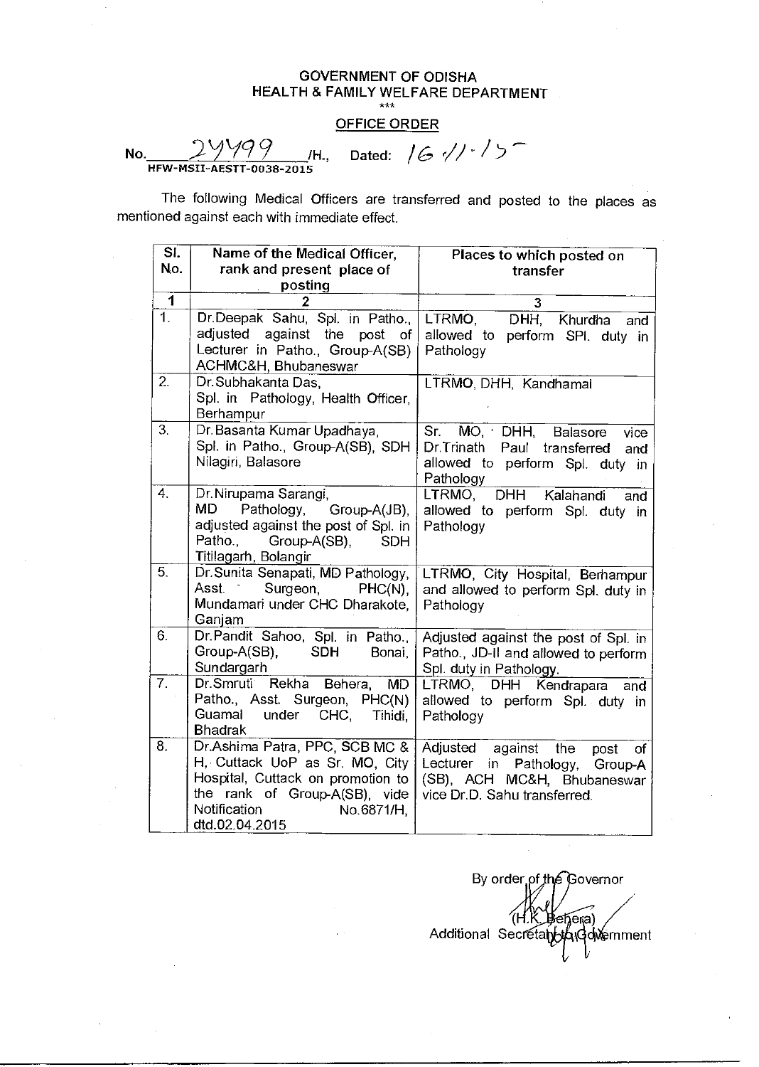**GOVERNMENT OF ODISHA**
**HEALTH & FAMILY WELFARE DEPARTMENT**
\*\*\*

**OFFICE ORDER**

No. 24499 /H., Dated: 16.11.15
HFW-MSII-AESTT-0038-2015

The following Medical Officers are transferred and posted to the places as mentioned against each with immediate effect.

| Sl. No. | Name of the Medical Officer, rank and present place of posting | Places to which posted on transfer |
|---|---|---|
| 1 | 2 | 3 |
| 1. | Dr.Deepak Sahu, Spl. in Patho., adjusted against the post of Lecturer in Patho., Group-A(SB) ACHMC&H, Bhubaneswar | LTRMO, DHH, Khurdha and allowed to perform SPl. duty in Pathology |
| 2. | Dr.Subhakanta Das, Spl. in Pathology, Health Officer, Berhampur | LTRMO, DHH, Kandhamal |
| 3. | Dr.Basanta Kumar Upadhaya, Spl. in Patho., Group-A(SB), SDH Nilagiri, Balasore | Sr. MO, DHH, Balasore vice Dr.Trinath Paul transferred and allowed to perform Spl. duty in Pathology |
| 4. | Dr.Nirupama Sarangi, MD Pathology, Group-A(JB), adjusted against the post of Spl. in Patho., Group-A(SB), SDH Titilagarh, Bolangir | LTRMO, DHH Kalahandi and allowed to perform Spl. duty in Pathology |
| 5. | Dr.Sunita Senapati, MD Pathology, Asst. Surgeon, PHC(N), Mundamari under CHC Dharakote, Ganjam | LTRMO, City Hospital, Berhampur and allowed to perform Spl. duty in Pathology |
| 6. | Dr.Pandit Sahoo, Spl. in Patho., Group-A(SB), SDH Bonai, Sundargarh | Adjusted against the post of Spl. in Patho., JD-II and allowed to perform Spl. duty in Pathology. |
| 7. | Dr.Smruti Rekha Behera, MD Patho., Asst. Surgeon, PHC(N) Guamal under CHC, Tihidi, Bhadrak | LTRMO, DHH Kendrapara and allowed to perform Spl. duty in Pathology |
| 8. | Dr.Ashima Patra, PPC, SCB MC & H, Cuttack UoP as Sr. MO, City Hospital, Cuttack on promotion to the rank of Group-A(SB), vide Notification No.6871/H, dtd.02.04.2015 | Adjusted against the post of Lecturer in Pathology, Group-A (SB), ACH MC&H, Bhubaneswar vice Dr.D. Sahu transferred. |

By order of the Governor

(H.K. Behera)
Additional Secretary to Government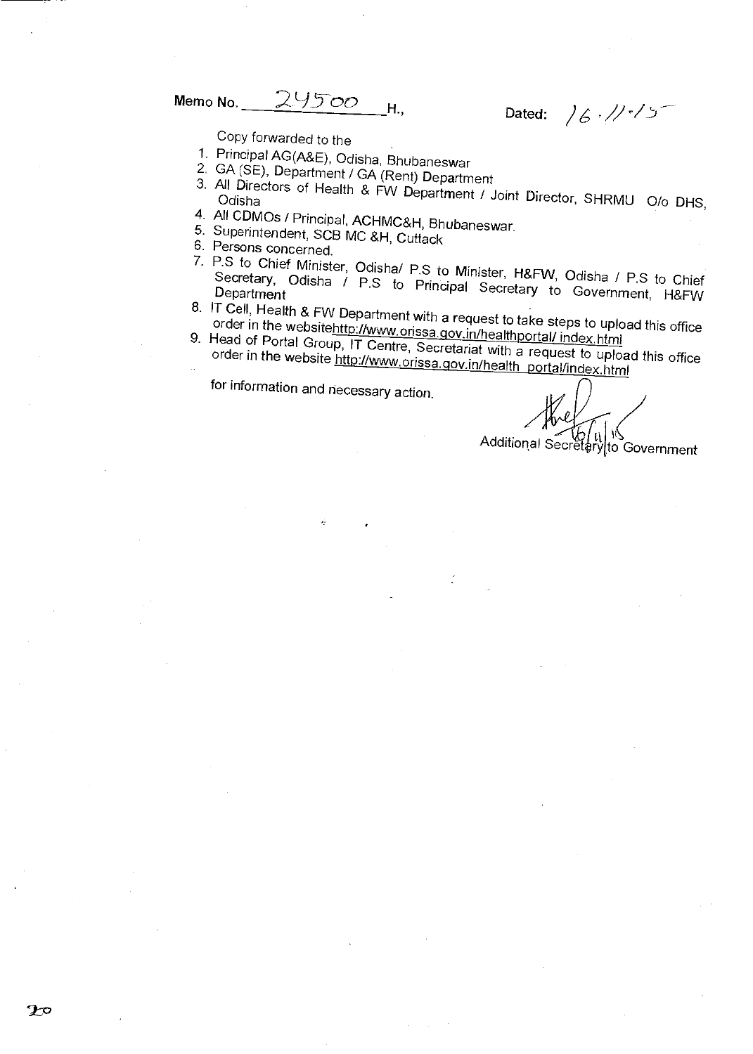Memo No. 24500 H., Dated: 16.11.15

Copy forwarded to the

1. Principal AG(A&E), Odisha, Bhubaneswar
2. GA (SE), Department / GA (Rent) Department
3. All Directors of Health & FW Department / Joint Director, SHRMU O/o DHS, Odisha
4. All CDMOs / Principal, ACHMC&H, Bhubaneswar.
5. Superintendent, SCB MC &H, Cuttack
6. Persons concerned.
7. P.S to Chief Minister, Odisha/ P.S to Minister, H&FW, Odisha / P.S to Chief Secretary, Odisha / P.S to Principal Secretary to Government, H&FW Department
8. IT Cell, Health & FW Department with a request to take steps to upload this office order in the websitehttp://www.orissa.gov.in/healthportal/ index.html
9. Head of Portal Group, IT Centre, Secretariat with a request to upload this office order in the website http://www.orissa.gov.in/health portal/index.html

for information and necessary action.

Additional Secretary to Government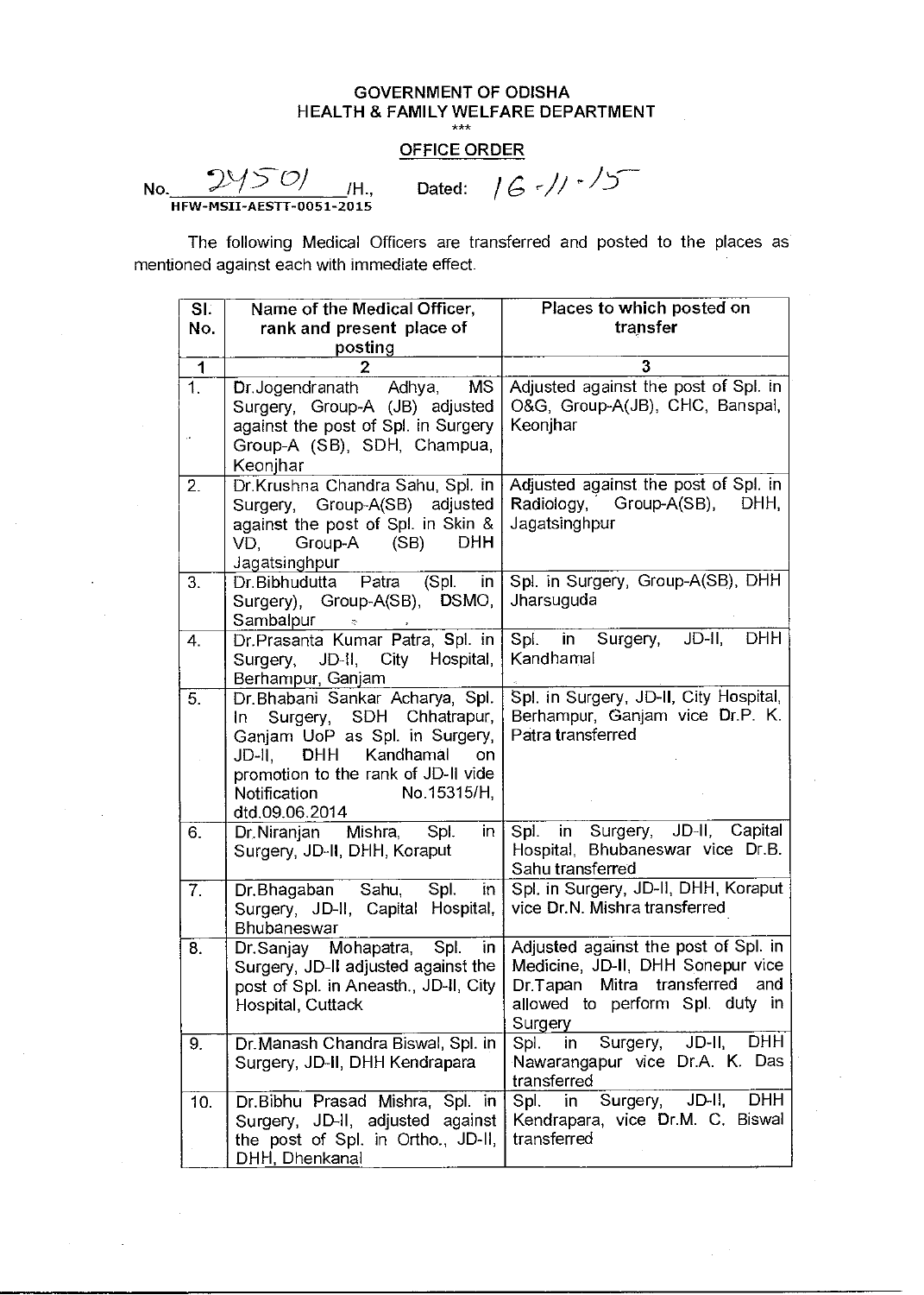**GOVERNMENT OF ODISHA**
**HEALTH & FAMILY WELFARE DEPARTMENT**

\*\*\*

**OFFICE ORDER**

No. 24501 /H., Dated: 16-11-15
HFW-MSII-AESTT-0051-2015

The following Medical Officers are transferred and posted to the places as mentioned against each with immediate effect.

| Sl. No. | Name of the Medical Officer, rank and present place of posting | Places to which posted on transfer |
|---|---|---|
| 1 | 2 | 3 |
| 1. | Dr.Jogendranath Adhya, MS Surgery, Group-A (JB) adjusted against the post of Spl. in Surgery Group-A (SB), SDH, Champua, Keonjhar | Adjusted against the post of Spl. in O&G, Group-A(JB), CHC, Banspal, Keonjhar |
| 2. | Dr.Krushna Chandra Sahu, Spl. in Surgery, Group-A(SB) adjusted against the post of Spl. in Skin & VD, Group-A (SB) DHH Jagatsinghpur | Adjusted against the post of Spl. in Radiology, Group-A(SB), DHH, Jagatsinghpur |
| 3. | Dr.Bibhudutta Patra (Spl. in Surgery), Group-A(SB), DSMO, Sambalpur | Spl. in Surgery, Group-A(SB), DHH Jharsuguda |
| 4. | Dr.Prasanta Kumar Patra, Spl. in Surgery, JD-II, City Hospital, Berhampur, Ganjam | Spl. in Surgery, JD-II, DHH Kandhamal |
| 5. | Dr.Bhabani Sankar Acharya, Spl. In Surgery, SDH Chhatrapur, Ganjam UoP as Spl. in Surgery, JD-II, DHH Kandhamal on promotion to the rank of JD-II vide Notification No.15315/H, dtd.09.06.2014 | Spl. in Surgery, JD-II, City Hospital, Berhampur, Ganjam vice Dr.P. K. Patra transferred |
| 6. | Dr.Niranjan Mishra, Spl. in Surgery, JD-II, DHH, Koraput | Spl. in Surgery, JD-II, Capital Hospital, Bhubaneswar vice Dr.B. Sahu transferred |
| 7. | Dr.Bhagaban Sahu, Spl. in Surgery, JD-II, Capital Hospital, Bhubaneswar | Spl. in Surgery, JD-II, DHH, Koraput vice Dr.N. Mishra transferred |
| 8. | Dr.Sanjay Mohapatra, Spl. in Surgery, JD-II adjusted against the post of Spl. in Aneasth., JD-II, City Hospital, Cuttack | Adjusted against the post of Spl. in Medicine, JD-II, DHH Sonepur vice Dr.Tapan Mitra transferred and allowed to perform Spl. duty in Surgery |
| 9. | Dr.Manash Chandra Biswal, Spl. in Surgery, JD-II, DHH Kendrapara | Spl. in Surgery, JD-II, DHH Nawarangapur vice Dr.A. K. Das transferred |
| 10. | Dr.Bibhu Prasad Mishra, Spl. in Surgery, JD-II, adjusted against the post of Spl. in Ortho., JD-II, DHH, Dhenkanal | Spl. in Surgery, JD-II, DHH Kendrapara, vice Dr.M. C. Biswal transferred |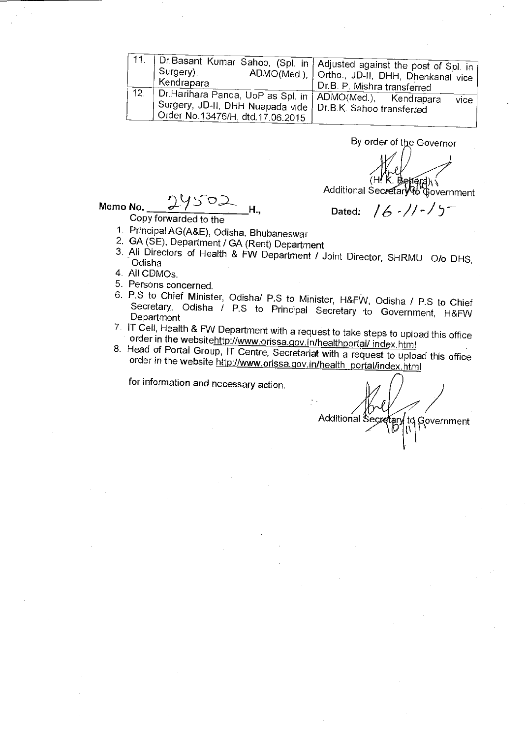| 11. | Dr.Basant Kumar Sahoo, (Spl. in Surgery), ADMO(Med.), Kendrapara | Adjusted against the post of Spl. in Ortho., JD-II, DHH, Dhenkanal vice Dr.B. P. Mishra transferred |
|---|---|---|
| 12. | Dr.Harihara Panda, UoP as Spl. in Surgery, JD-II, DHH Nuapada vide Order No.13476/H, dtd.17.06.2015 | ADMO(Med.), Kendrapara vice Dr.B.K. Sahoo transferred |

By order of the Governor

(H. K. Behera)
Additional Secretary to Government

Memo No. 24502 H., Dated: 16-11-15

Copy forwarded to the

1. Principal AG(A&E), Odisha, Bhubaneswar
2. GA (SE), Department / GA (Rent) Department
3. All Directors of Health & FW Department / Joint Director, SHRMU O/o DHS, Odisha
4. All CDMOs.
5. Persons concerned.
6. P.S to Chief Minister, Odisha/ P.S to Minister, H&FW, Odisha / P.S to Chief Secretary, Odisha / P.S to Principal Secretary to Government, H&FW Department
7. IT Cell, Health & FW Department with a request to take steps to upload this office order in the websitehttp://www.orissa.gov.in/healthportal/ index.html
8. Head of Portal Group, IT Centre, Secretariat with a request to upload this office order in the website http://www.orissa.gov.in/health_portal/index.html

for information and necessary action.

Additional Secretary to Government
16/11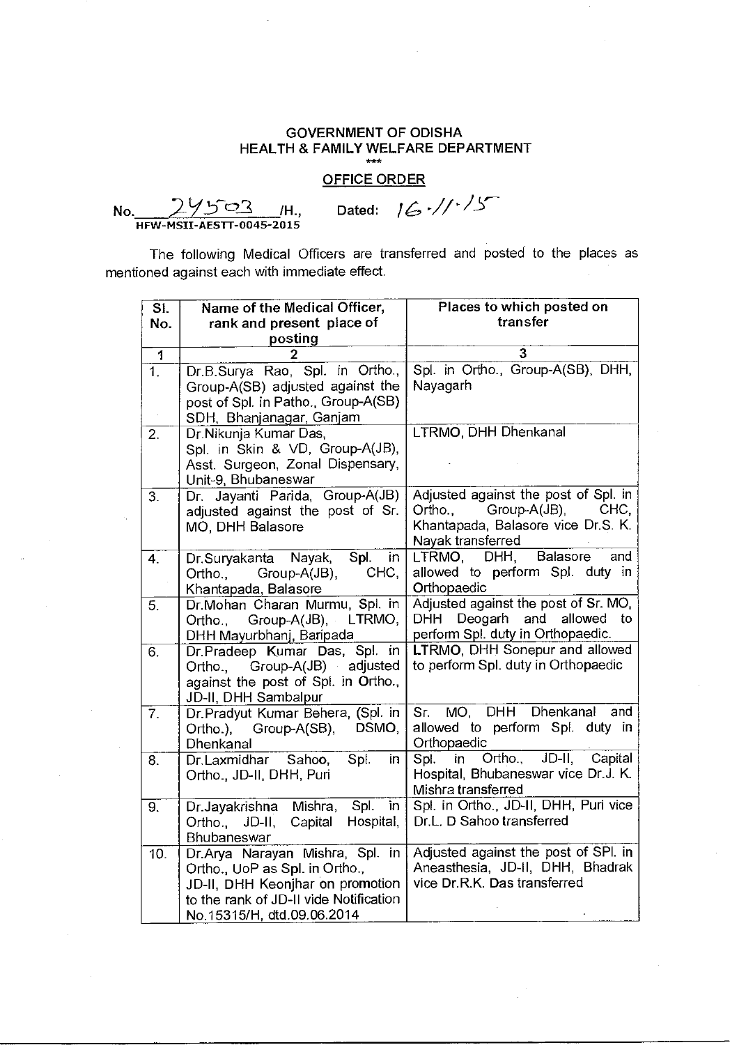# GOVERNMENT OF ODISHA
## HEALTH & FAMILY WELFARE DEPARTMENT

\*\*\*

**OFFICE ORDER**

No. 24503 /H., Dated: 16.11.15
HFW-MSII-AESTT-0045-2015

The following Medical Officers are transferred and posted to the places as mentioned against each with immediate effect.

| Sl. No. | Name of the Medical Officer, rank and present place of posting | Places to which posted on transfer |
|---|---|---|
| 1 | 2 | 3 |
| 1. | Dr.B.Surya Rao, Spl. in Ortho., Group-A(SB) adjusted against the post of Spl. in Patho., Group-A(SB) SDH, Bhanjanagar, Ganjam | Spl. in Ortho., Group-A(SB), DHH, Nayagarh |
| 2. | Dr.Nikunja Kumar Das, Spl. in Skin & VD, Group-A(JB), Asst. Surgeon, Zonal Dispensary, Unit-9, Bhubaneswar | LTRMO, DHH Dhenkanal |
| 3. | Dr. Jayanti Parida, Group-A(JB) adjusted against the post of Sr. MO, DHH Balasore | Adjusted against the post of Spl. in Ortho., Group-A(JB), CHC, Khantapada, Balasore vice Dr.S. K. Nayak transferred |
| 4. | Dr.Suryakanta Nayak, Spl. in Ortho., Group-A(JB), CHC, Khantapada, Balasore | LTRMO, DHH, Balasore and allowed to perform Spl. duty in Orthopaedic |
| 5. | Dr.Mohan Charan Murmu, Spl. in Ortho., Group-A(JB), LTRMO, DHH Mayurbhanj, Baripada | Adjusted against the post of Sr. MO, DHH Deogarh and allowed to perform Spl. duty in Orthopaedic. |
| 6. | Dr.Pradeep Kumar Das, Spl. in Ortho., Group-A(JB) adjusted against the post of Spl. in Ortho., JD-II, DHH Sambalpur | LTRMO, DHH Sonepur and allowed to perform Spl. duty in Orthopaedic |
| 7. | Dr.Pradyut Kumar Behera, (Spl. in Ortho.), Group-A(SB), DSMO, Dhenkanal | Sr. MO, DHH Dhenkanal and allowed to perform Spl. duty in Orthopaedic |
| 8. | Dr.Laxmidhar Sahoo, Spl. in Ortho., JD-II, DHH, Puri | Spl. in Ortho., JD-II, Capital Hospital, Bhubaneswar vice Dr.J. K. Mishra transferred |
| 9. | Dr.Jayakrishna Mishra, Spl. in Ortho., JD-II, Capital Hospital, Bhubaneswar | Spl. in Ortho., JD-II, DHH, Puri vice Dr.L. D Sahoo transferred |
| 10. | Dr.Arya Narayan Mishra, Spl. in Ortho., UoP as Spl. in Ortho., JD-II, DHH Keonjhar on promotion to the rank of JD-II vide Notification No.15315/H, dtd.09.06.2014 | Adjusted against the post of SPl. in Aneasthesia, JD-II, DHH, Bhadrak vice Dr.R.K. Das transferred |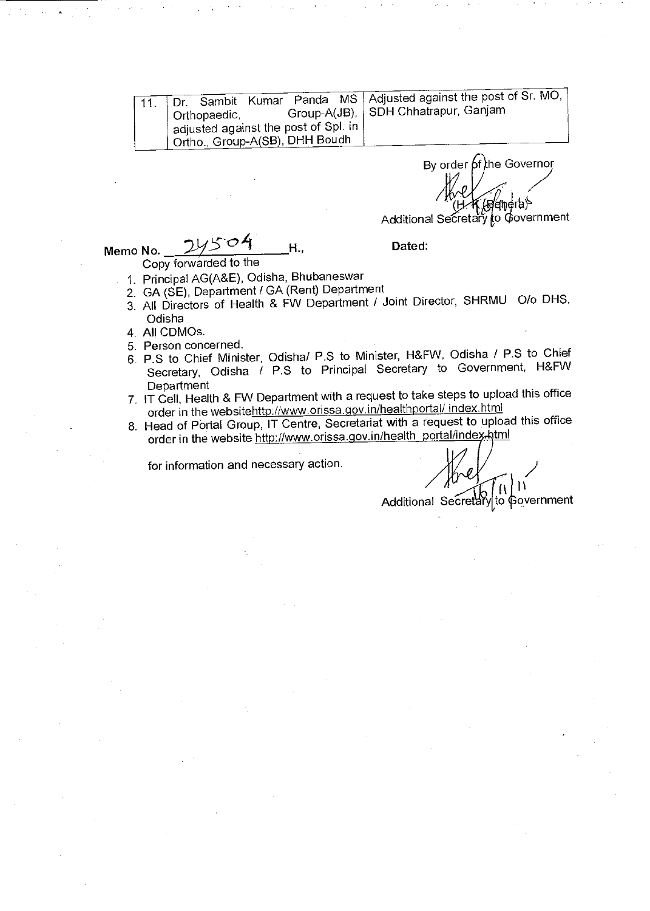| 11. | Dr. Sambit Kumar Panda MS Orthopaedic, Group-A(JB), adjusted against the post of Spl. in Ortho., Group-A(SB), DHH Boudh | Adjusted against the post of Sr. MO, SDH Chhatrapur, Ganjam |
|---|---|---|

By order of the Governor

(H. K. Behera)
Additional Secretary to Government

Memo No. 24504 H., Dated:

Copy forwarded to the

1. Principal AG(A&E), Odisha, Bhubaneswar
2. GA (SE), Department / GA (Rent) Department
3. All Directors of Health & FW Department / Joint Director, SHRMU O/o DHS, Odisha
4. All CDMOs.
5. Person concerned.
6. P.S to Chief Minister, Odisha/ P.S to Minister, H&FW, Odisha / P.S to Chief Secretary, Odisha / P.S to Principal Secretary to Government, H&FW Department
7. IT Cell, Health & FW Department with a request to take steps to upload this office order in the websitehttp://www.orissa.gov.in/healthportal/ index.html
8. Head of Portal Group, IT Centre, Secretariat with a request to upload this office order in the website http://www.orissa.gov.in/health_portal/index.html

for information and necessary action.

16/11/11
Additional Secretary to Government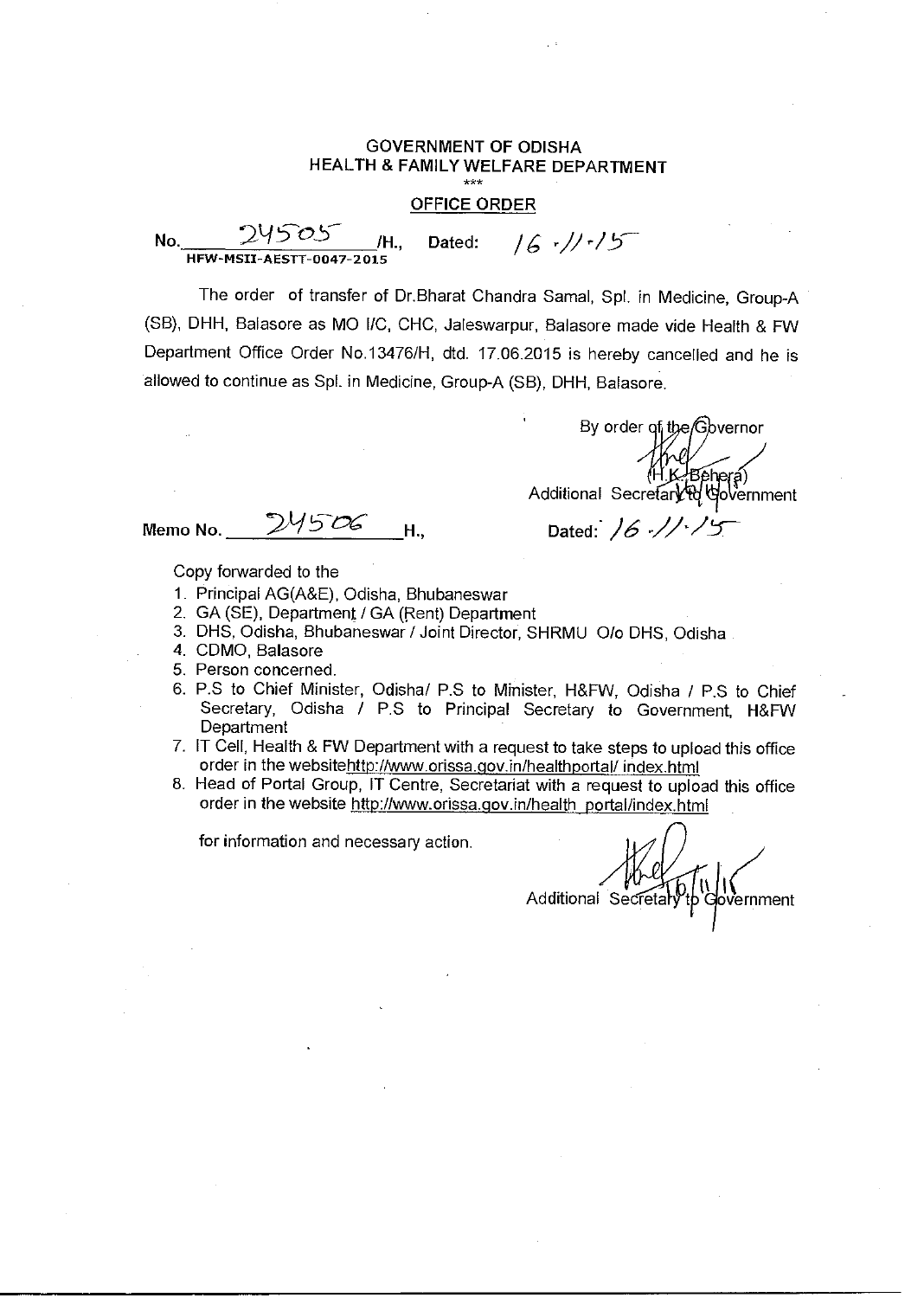**GOVERNMENT OF ODISHA**
**HEALTH & FAMILY WELFARE DEPARTMENT**
\*\*\*

**OFFICE ORDER**

No. 24505 /H., Dated: 16.11.15
HFW-MSII-AESTT-0047-2015

The order of transfer of Dr.Bharat Chandra Samal, Spl. in Medicine, Group-A (SB), DHH, Balasore as MO I/C, CHC, Jaleswarpur, Balasore made vide Health & FW Department Office Order No.13476/H, dtd. 17.06.2015 is hereby cancelled and he is allowed to continue as Spl. in Medicine, Group-A (SB), DHH, Balasore.

By order of the Governor
(H.K.Behera)
Additional Secretary to Government

Memo No. 24506 H., Dated: 16.11.15

Copy forwarded to the

1. Principal AG(A&E), Odisha, Bhubaneswar
2. GA (SE), Department / GA (Rent) Department
3. DHS, Odisha, Bhubaneswar / Joint Director, SHRMU O/o DHS, Odisha
4. CDMO, Balasore
5. Person concerned.
6. P.S to Chief Minister, Odisha/ P.S to Minister, H&FW, Odisha / P.S to Chief Secretary, Odisha / P.S to Principal Secretary to Government, H&FW Department
7. IT Cell, Health & FW Department with a request to take steps to upload this office order in the websitehttp://www.orissa.gov.in/healthportal/ index.html
8. Head of Portal Group, IT Centre, Secretariat with a request to upload this office order in the website http://www.orissa.gov.in/health_portal/index.html

for information and necessary action.

16/11/15
Additional Secretary to Government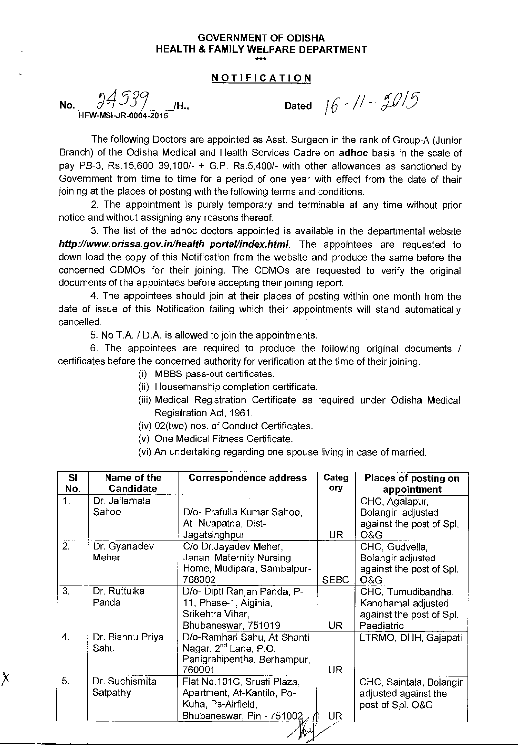**GOVERNMENT OF ODISHA**
**HEALTH & FAMILY WELFARE DEPARTMENT**

\*\*\*

## NOTIFICATION

No. 24539 /H., HFW-MSI-JR-0004-2015 Dated 16-11-2015

The following Doctors are appointed as Asst. Surgeon in the rank of Group-A (Junior Branch) of the Odisha Medical and Health Services Cadre on **adhoc** basis in the scale of pay PB-3, Rs.15,600 39,100/- + G.P. Rs.5,400/- with other allowances as sanctioned by Government from time to time for a period of one year with effect from the date of their joining at the places of posting with the following terms and conditions.

2. The appointment is purely temporary and terminable at any time without prior notice and without assigning any reasons thereof.

3. The list of the adhoc doctors appointed is available in the departmental website ***http://www.orissa.gov.in/health_portal/index.html***. The appointees are requested to down load the copy of this Notification from the website and produce the same before the concerned CDMOs for their joining. The CDMOs are requested to verify the original documents of the appointees before accepting their joining report.

4. The appointees should join at their places of posting within one month from the date of issue of this Notification failing which their appointments will stand automatically cancelled.

5. No T.A. / D.A. is allowed to join the appointments.

6. The appointees are required to produce the following original documents / certificates before the concerned authority for verification at the time of their joining.

(i) MBBS pass-out certificates.
(ii) Housemanship completion certificate.
(iii) Medical Registration Certificate as required under Odisha Medical Registration Act, 1961.
(iv) 02(two) nos. of Conduct Certificates.
(v) One Medical Fitness Certificate.
(vi) An undertaking regarding one spouse living in case of married.

| Sl No. | Name of the Candidate | Correspondence address | Category | Places of posting on appointment |
|---|---|---|---|---|
| 1. | Dr. Jailamala Sahoo | D/o- Prafulla Kumar Sahoo, At- Nuapatna, Dist- Jagatsinghpur | UR | CHC, Agalapur, Bolangir adjusted against the post of Spl. O&G |
| 2. | Dr. Gyanadev Meher | C/o Dr.Jayadev Meher, Janani Maternity Nursing Home, Mudipara, Sambalpur-768002 | SEBC | CHC, Gudvella, Bolangir adjusted against the post of Spl. O&G |
| 3. | Dr. Ruttuika Panda | D/o- Dipti Ranjan Panda, P-11, Phase-1, Aiginia, Srikehtra Vihar, Bhubaneswar, 751019 | UR | CHC, Tumudibandha, Kandhamal adjusted against the post of Spl. Paediatric |
| 4. | Dr. Bishnu Priya Sahu | D/o-Ramhari Sahu, At-Shanti Nagar, 2nd Lane, P.O. Panigrahipentha, Berhampur, 760001 | UR | LTRMO, DHH, Gajapati |
| 5. | Dr. Suchismita Satpathy | Flat No.101C, Srusti Plaza, Apartment, At-Kantilo, Po-Kuha, Ps-Airfield, Bhubaneswar, Pin - 751002 | UR | CHC, Saintala, Bolangir adjusted against the post of Spl. O&G |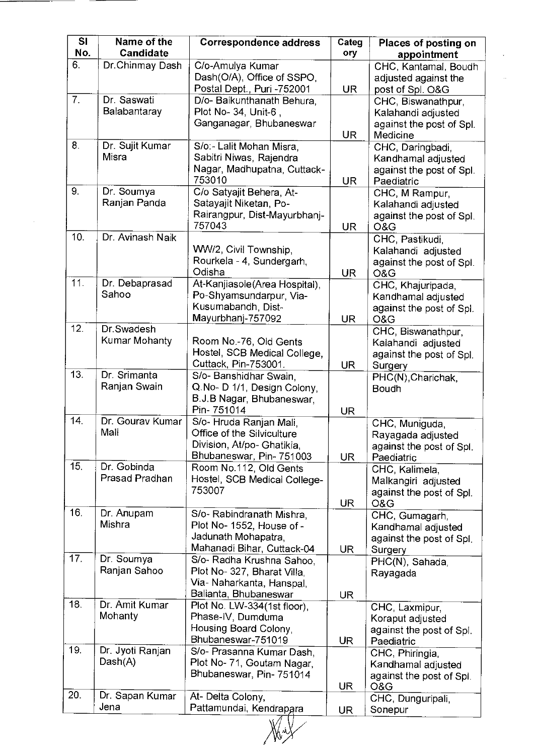| Sl No. | Name of the Candidate | Correspondence address | Category | Places of posting on appointment |
|---|---|---|---|---|
| 6. | Dr.Chinmay Dash | C/o-Amulya Kumar Dash(O/A), Office of SSPO, Postal Dept., Puri -752001 | UR | CHC, Kantamal, Boudh adjusted against the post of Spl. O&G |
| 7. | Dr. Saswati Balabantaray | D/o- Baikunthanath Behura, Plot No- 34, Unit-6 , Ganganagar, Bhubaneswar | UR | CHC, Biswanathpur, Kalahandi adjusted against the post of Spl. Medicine |
| 8. | Dr. Sujit Kumar Misra | S/o:- Lalit Mohan Misra, Sabitri Niwas, Rajendra Nagar, Madhupatna, Cuttack-753010 | UR | CHC, Daringbadi, Kandhamal adjusted against the post of Spl. Paediatric |
| 9. | Dr. Soumya Ranjan Panda | C/o Satyajit Behera, At-Satayajit Niketan, Po-Rairangpur, Dist-Mayurbhanj-757043 | UR | CHC, M Rampur, Kalahandi adjusted against the post of Spl. O&G |
| 10. | Dr. Avinash Naik | WW/2, Civil Township, Rourkela - 4, Sundergarh, Odisha | UR | CHC, Pastikudi, Kalahandi adjusted against the post of Spl. O&G |
| 11. | Dr. Debaprasad Sahoo | At-Kanjiasole(Area Hospital), Po-Shyamsundarpur, Via-Kusumabandh, Dist-Mayurbhanj-757092 | UR | CHC, Khajuripada, Kandhamal adjusted against the post of Spl. O&G |
| 12. | Dr.Swadesh Kumar Mohanty | Room No.-76, Old Gents Hostel, SCB Medical College, Cuttack, Pin-753001. | UR | CHC, Biswanathpur, Kalahandi adjusted against the post of Spl. Surgery |
| 13. | Dr. Srimanta Ranjan Swain | S/o- Banshidhar Swain, Q.No- D 1/1, Design Colony, B.J.B Nagar, Bhubaneswar, Pin- 751014 | UR | PHC(N),Charichak, Boudh |
| 14. | Dr. Gourav Kumar Mali | S/o- Hruda Ranjan Mali, Office of the Silviculture Division, At/po- Ghatikia, Bhubaneswar, Pin- 751003 | UR | CHC, Muniguda, Rayagada adjusted against the post of Spl. Paediatric |
| 15. | Dr. Gobinda Prasad Pradhan | Room No.112, Old Gents Hostel, SCB Medical College-753007 | UR | CHC, Kalimela, Malkangiri adjusted against the post of Spl. O&G |
| 16. | Dr. Anupam Mishra | S/o- Rabindranath Mishra, Plot No- 1552, House of - Jadunath Mohapatra, Mahanadi Bihar, Cuttack-04 | UR | CHC, Gumagarh, Kandhamal adjusted against the post of Spl. Surgery |
| 17. | Dr. Soumya Ranjan Sahoo | S/o- Radha Krushna Sahoo, Plot No- 327, Bharat Villa, Via- Naharkanta, Hanspal, Balianta, Bhubaneswar | UR | PHC(N), Sahada, Rayagada |
| 18. | Dr. Amit Kumar Mohanty | Plot No. LW-334(1st floor), Phase-IV, Dumduma Housing Board Colony, Bhubaneswar-751019 | UR | CHC, Laxmipur, Koraput adjusted against the post of Spl. Paediatric |
| 19. | Dr. Jyoti Ranjan Dash(A) | S/o- Prasanna Kumar Dash, Plot No- 71, Goutam Nagar, Bhubaneswar, Pin- 751014 | UR | CHC, Phiringia, Kandhamal adjusted against the post of Spl. O&G |
| 20. | Dr. Sapan Kumar Jena | At- Delta Colony, Pattamundai, Kendrapara | UR | CHC, Dunguripali, Sonepur |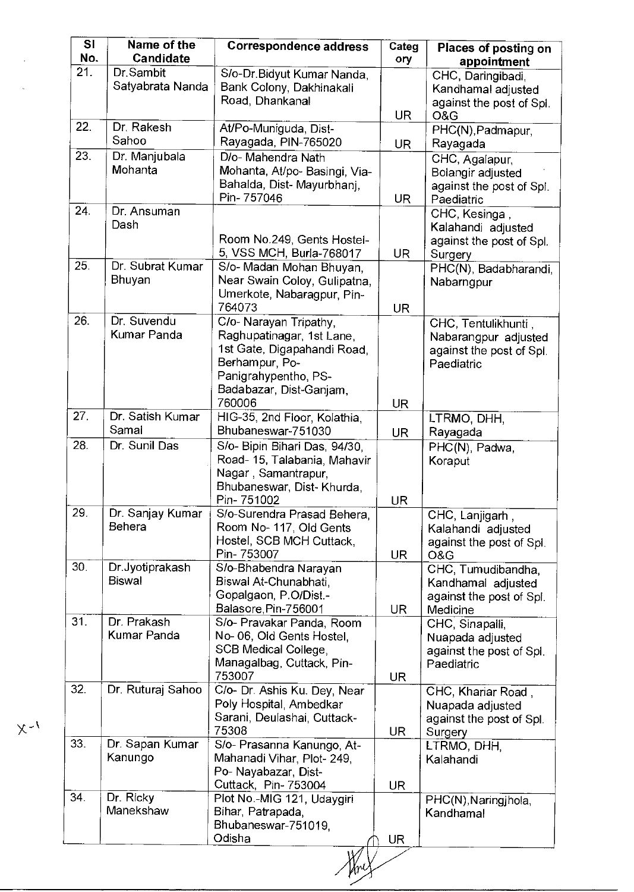| Sl No. | Name of the Candidate | Correspondence address | Category | Places of posting on appointment |
|---|---|---|---|---|
| 21. | Dr.Sambit Satyabrata Nanda | S/o-Dr.Bidyut Kumar Nanda, Bank Colony, Dakhinakali Road, Dhankanal | UR | CHC, Daringibadi, Kandhamal adjusted against the post of Spl. O&G |
| 22. | Dr. Rakesh Sahoo | At/Po-Muniguda, Dist-Rayagada, PIN-765020 | UR | PHC(N),Padmapur, Rayagada |
| 23. | Dr. Manjubala Mohanta | D/o- Mahendra Nath Mohanta, At/po- Basingi, Via-Bahalda, Dist- Mayurbhanj, Pin- 757046 | UR | CHC, Agalapur, Bolangir adjusted against the post of Spl. Paediatric |
| 24. | Dr. Ansuman Dash | Room No.249, Gents Hostel-5, VSS MCH, Burla-768017 | UR | CHC, Kesinga , Kalahandi adjusted against the post of Spl. Surgery |
| 25. | Dr. Subrat Kumar Bhuyan | S/o- Madan Mohan Bhuyan, Near Swain Coloy, Gulipatna, Umerkote, Nabaragpur, Pin-764073 | UR | PHC(N), Badabharandi, Nabarngpur |
| 26. | Dr. Suvendu Kumar Panda | C/o- Narayan Tripathy, Raghupatinagar, 1st Lane, 1st Gate, Digapahandi Road, Berhampur, Po-Panigrahypentho, PS-Badabazar, Dist-Ganjam, 760006 | UR | CHC, Tentulikhunti , Nabarangpur adjusted against the post of Spl. Paediatric |
| 27. | Dr. Satish Kumar Samal | HIG-35, 2nd Floor, Kolathia, Bhubaneswar-751030 | UR | LTRMO, DHH, Rayagada |
| 28. | Dr. Sunil Das | S/o- Bipin Bihari Das, 94/30, Road- 15, Talabania, Mahavir Nagar , Samantrapur, Bhubaneswar, Dist- Khurda, Pin- 751002 | UR | PHC(N), Padwa, Koraput |
| 29. | Dr. Sanjay Kumar Behera | S/o-Surendra Prasad Behera, Room No- 117, Old Gents Hostel, SCB MCH Cuttack, Pin- 753007 | UR | CHC, Lanjigarh , Kalahandi adjusted against the post of Spl. O&G |
| 30. | Dr.Jyotiprakash Biswal | S/o-Bhabendra Narayan Biswal At-Chunabhati, Gopalgaon, P.O/Dist.-Balasore,Pin-756001 | UR | CHC, Tumudibandha, Kandhamal adjusted against the post of Spl. Medicine |
| 31. | Dr. Prakash Kumar Panda | S/o- Pravakar Panda, Room No- 06, Old Gents Hostel, SCB Medical College, Managalbag, Cuttack, Pin-753007 | UR | CHC, Sinapalli, Nuapada adjusted against the post of Spl. Paediatric |
| 32. | Dr. Ruturaj Sahoo | C/o- Dr. Ashis Ku. Dey, Near Poly Hospital, Ambedkar Sarani, Deulashai, Cuttack-75308 | UR | CHC, Khariar Road , Nuapada adjusted against the post of Spl. Surgery |
| 33. | Dr. Sapan Kumar Kanungo | S/o- Prasanna Kanungo, At-Mahanadi Vihar, Plot- 249, Po- Nayabazar, Dist-Cuttack, Pin- 753004 | UR | LTRMO, DHH, Kalahandi |
| 34. | Dr. Ricky Manekshaw | Plot No.-MIG 121, Udaygiri Bihar, Patrapada, Bhubaneswar-751019, Odisha | UR | PHC(N),Naringjhola, Kandhamal |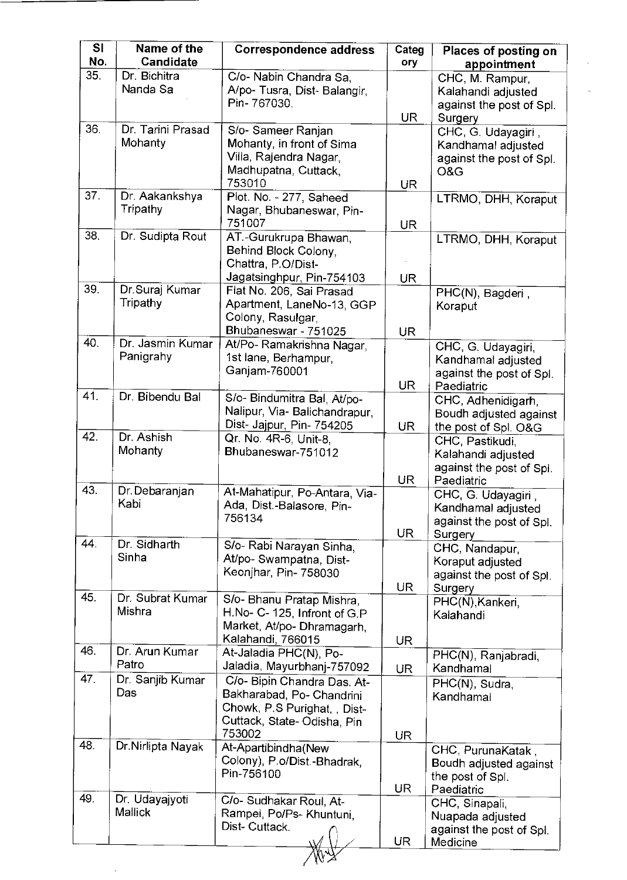| Sl No. | Name of the Candidate | Correspondence address | Category | Places of posting on appointment |
|---|---|---|---|---|
| 35. | Dr. Bichitra Nanda Sa | C/o- Nabin Chandra Sa, A/po- Tusra, Dist- Balangir, Pin- 767030. | UR | CHC, M. Rampur, Kalahandi adjusted against the post of Spl. Surgery |
| 36. | Dr. Tarini Prasad Mohanty | S/o- Sameer Ranjan Mohanty, in front of Sima Villa, Rajendra Nagar, Madhupatna, Cuttack, 753010 | UR | CHC, G. Udayagiri , Kandhamal adjusted against the post of Spl. O&G |
| 37. | Dr. Aakankshya Tripathy | Plot. No. - 277, Saheed Nagar, Bhubaneswar, Pin-751007 | UR | LTRMO, DHH, Koraput |
| 38. | Dr. Sudipta Rout | AT.-Gurukrupa Bhawan, Behind Block Colony, Chattra, P.O/Dist-Jagatsinghpur, Pin-754103 | UR | LTRMO, DHH, Koraput |
| 39. | Dr.Suraj Kumar Tripathy | Flat No. 206, Sai Prasad Apartment, LaneNo-13, GGP Colony, Rasulgar, Bhubaneswar - 751025 | UR | PHC(N), Bagderi , Koraput |
| 40. | Dr. Jasmin Kumar Panigrahy | At/Po- Ramakrishna Nagar, 1st lane, Berhampur, Ganjam-760001 | UR | CHC, G. Udayagiri, Kandhamal adjusted against the post of Spl. Paediatric |
| 41. | Dr. Bibendu Bal | S/o- Bindumitra Bal, At/po-Nalipur, Via- Balichandrapur, Dist- Jajpur, Pin- 754205 | UR | CHC, Adhenidigarh, Boudh adjusted against the post of Spl. O&G |
| 42. | Dr. Ashish Mohanty | Qr. No. 4R-6, Unit-8, Bhubaneswar-751012 | UR | CHC, Pastikudi, Kalahandi adjusted against the post of Spl. Paediatric |
| 43. | Dr.Debaranjan Kabi | At-Mahatipur, Po-Antara, Via-Ada, Dist.-Balasore, Pin-756134 | UR | CHC, G. Udayagiri , Kandhamal adjusted against the post of Spl. Surgery |
| 44. | Dr. Sidharth Sinha | S/o- Rabi Narayan Sinha, At/po- Swampatna, Dist-Keonjhar, Pin- 758030 | UR | CHC, Nandapur, Koraput adjusted against the post of Spl. Surgery |
| 45. | Dr. Subrat Kumar Mishra | S/o- Bhanu Pratap Mishra, H.No- C- 125, Infront of G.P Market, At/po- Dhramagarh, Kalahandi, 766015 | UR | PHC(N),Kankeri, Kalahandi |
| 46. | Dr. Arun Kumar Patro | At-Jaladia PHC(N), Po-Jaladia, Mayurbhanj-757092 | UR | PHC(N), Ranjabradi, Kandhamal |
| 47. | Dr. Sanjib Kumar Das | C/o- Bipin Chandra Das. At-Bakharabad, Po- Chandrini Chowk, P.S Purighat, , Dist-Cuttack, State- Odisha, Pin 753002 | UR | PHC(N), Sudra, Kandhamal |
| 48. | Dr.Nirlipta Nayak | At-Apartibindha(New Colony), P.o/Dist.-Bhadrak, Pin-756100 | UR | CHC, PurunaKatak , Boudh adjusted against the post of Spl. Paediatric |
| 49. | Dr. Udayajyoti Mallick | C/o- Sudhakar Roul, At-Rampei, Po/Ps- Khuntuni, Dist- Cuttack. | UR | CHC, Sinapali, Nuapada adjusted against the post of Spl. Medicine |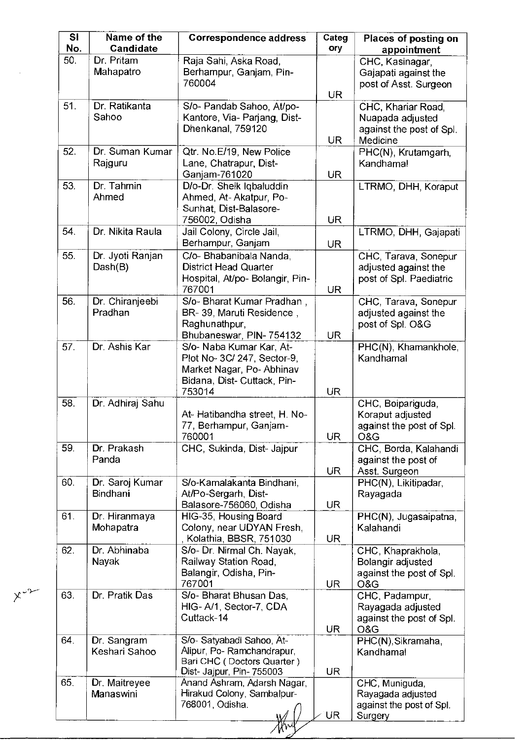| Sl No. | Name of the Candidate | Correspondence address | Category | Places of posting on appointment |
|---|---|---|---|---|
| 50. | Dr. Pritam Mahapatro | Raja Sahi, Aska Road, Berhampur, Ganjam, Pin-760004 | UR | CHC, Kasinagar, Gajapati against the post of Asst. Surgeon |
| 51. | Dr. Ratikanta Sahoo | S/o- Pandab Sahoo, At/po-Kantore, Via- Parjang, Dist-Dhenkanal, 759120 | UR | CHC, Khariar Road, Nuapada adjusted against the post of Spl. Medicine |
| 52. | Dr. Suman Kumar Rajguru | Qtr. No.E/19, New Police Lane, Chatrapur, Dist-Ganjam-761020 | UR | PHC(N), Krutamgarh, Kandhamal |
| 53. | Dr. Tahmin Ahmed | D/o-Dr. Sheik Iqbaluddin Ahmed, At- Akatpur, Po-Sunhat, Dist-Balasore-756002, Odisha | UR | LTRMO, DHH, Koraput |
| 54. | Dr. Nikita Raula | Jail Colony, Circle Jail, Berhampur, Ganjam | UR | LTRMO, DHH, Gajapati |
| 55. | Dr. Jyoti Ranjan Dash(B) | C/o- Bhabanibala Nanda, District Head Quarter Hospital, At/po- Bolangir, Pin-767001 | UR | CHC, Tarava, Sonepur adjusted against the post of Spl. Paediatric |
| 56. | Dr. Chiranjeebi Pradhan | S/o- Bharat Kumar Pradhan , BR- 39, Maruti Residence , Raghunathpur, Bhubaneswar, PIN- 754132 | UR | CHC, Tarava, Sonepur adjusted against the post of Spl. O&G |
| 57. | Dr. Ashis Kar | S/o- Naba Kumar Kar, At-Plot No- 3C/ 247, Sector-9, Market Nagar, Po- Abhinav Bidana, Dist- Cuttack, Pin-753014 | UR | PHC(N), Khamankhole, Kandhamal |
| 58. | Dr. Adhiraj Sahu | At- Hatibandha street, H. No-77, Berhampur, Ganjam-760001 | UR | CHC, Boipariguda, Koraput adjusted against the post of Spl. O&G |
| 59. | Dr. Prakash Panda | CHC, Sukinda, Dist- Jajpur | UR | CHC, Borda, Kalahandi against the post of Asst. Surgeon |
| 60. | Dr. Saroj Kumar Bindhani | S/o-Kamalakanta Bindhani, At/Po-Sergarh, Dist-Balasore-756060, Odisha | UR | PHC(N), Likitipadar, Rayagada |
| 61. | Dr. Hiranmaya Mohapatra | HIG-35, Housing Board Colony, near UDYAN Fresh, , Kolathia, BBSR, 751030 | UR | PHC(N), Jugasaipatna, Kalahandi |
| 62. | Dr. Abhinaba Nayak | S/o- Dr. Nirmal Ch. Nayak, Railway Station Road, Balangir, Odisha, Pin-767001 | UR | CHC, Khaprakhola, Bolangir adjusted against the post of Spl. O&G |
| 63. | Dr. Pratik Das | S/o- Bharat Bhusan Das, HIG- A/1, Sector-7, CDA Cuttack-14 | UR | CHC, Padampur, Rayagada adjusted against the post of Spl. O&G |
| 64. | Dr. Sangram Keshari Sahoo | S/o- Satyabadi Sahoo, At-Alipur, Po- Ramchandrapur, Bari CHC ( Doctors Quarter ) Dist- Jajpur, Pin- 755003 | UR | PHC(N),Sikramaha, Kandhamal |
| 65. | Dr. Maitreyee Manaswini | Anand Ashram, Adarsh Nagar, Hirakud Colony, Sambalpur-768001, Odisha. | UR | CHC, Muniguda, Rayagada adjusted against the post of Spl. Surgery |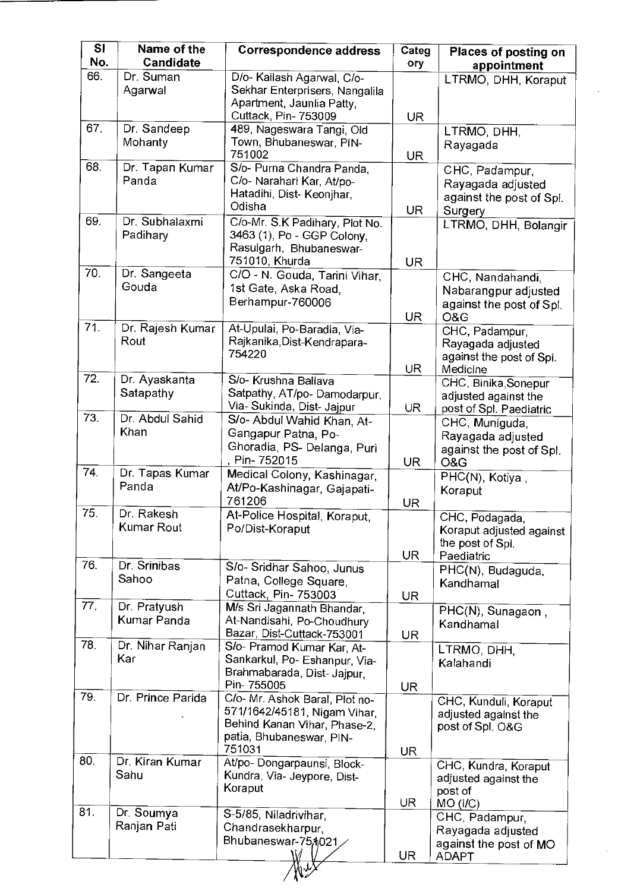| Sl No. | Name of the Candidate | Correspondence address | Category | Places of posting on appointment |
|---|---|---|---|---|
| 66. | Dr. Suman Agarwal | D/o- Kailash Agarwal, C/o- Sekhar Enterprisers, Nangalila Apartment, Jaunlia Patty, Cuttack, Pin- 753009 | UR | LTRMO, DHH, Koraput |
| 67. | Dr. Sandeep Mohanty | 489, Nageswara Tangi, Old Town, Bhubaneswar, PIN-751002 | UR | LTRMO, DHH, Rayagada |
| 68. | Dr. Tapan Kumar Panda | S/o- Purna Chandra Panda, C/o- Narahari Kar, At/po- Hatadihi, Dist- Keonjhar, Odisha | UR | CHC, Padampur, Rayagada adjusted against the post of Spl. Surgery |
| 69. | Dr. Subhalaxmi Padihary | C/o-Mr. S.K Padihary, Plot No. 3463 (1), Po - GGP Colony, Rasulgarh, Bhubaneswar-751010, Khurda | UR | LTRMO, DHH, Bolangir |
| 70. | Dr. Sangeeta Gouda | C/O - N. Gouda, Tarini Vihar, 1st Gate, Aska Road, Berhampur-760006 | UR | CHC, Nandahandi, Nabarangpur adjusted against the post of Spl. O&G |
| 71. | Dr. Rajesh Kumar Rout | At-Upulai, Po-Baradia, Via-Rajkanika,Dist-Kendrapara-754220 | UR | CHC, Padampur, Rayagada adjusted against the post of Spl. Medicine |
| 72. | Dr. Ayaskanta Satapathy | S/o- Krushna Ballava Satpathy, AT/po- Damodarpur, Via- Sukinda, Dist- Jajpur | UR | CHC, Binika,Sonepur adjusted against the post of Spl. Paediatric |
| 73. | Dr. Abdul Sahid Khan | S/o- Abdul Wahid Khan, At-Gangapur Patna, Po-Ghoradia, PS- Delanga, Puri , Pin- 752015 | UR | CHC, Muniguda, Rayagada adjusted against the post of Spl. O&G |
| 74. | Dr. Tapas Kumar Panda | Medical Colony, Kashinagar, At/Po-Kashinagar, Gajapati-761206 | UR | PHC(N), Kotiya , Koraput |
| 75. | Dr. Rakesh Kumar Rout | At-Police Hospital, Koraput, Po/Dist-Koraput | UR | CHC, Podagada, Koraput adjusted against the post of Spl. Paediatric |
| 76. | Dr. Srinibas Sahoo | S/o- Sridhar Sahoo, Junus Patna, College Square, Cuttack, Pin- 753003 | UR | PHC(N), Budaguda, Kandhamal |
| 77. | Dr. Pratyush Kumar Panda | M/s Sri Jagannath Bhandar, At-Nandisahi, Po-Choudhury Bazar, Dist-Cuttack-753001 | UR | PHC(N), Sunagaon , Kandhamal |
| 78. | Dr. Nihar Ranjan Kar | S/o- Pramod Kumar Kar, At-Sankarkul, Po- Eshanpur, Via-Brahmabarada, Dist- Jajpur, Pin- 755005 | UR | LTRMO, DHH, Kalahandi |
| 79. | Dr. Prince Parida | C/o- Mr. Ashok Baral, Plot no-571/1642/45181, Nigam Vihar, Behind Kanan Vihar, Phase-2, patia, Bhubaneswar, PIN-751031 | UR | CHC, Kunduli, Koraput adjusted against the post of Spl. O&G |
| 80. | Dr. Kiran Kumar Sahu | At/po- Dongarpaunsi, Block-Kundra, Via- Jeypore, Dist-Koraput | UR | CHC, Kundra, Koraput adjusted against the post of MO (I/C) |
| 81. | Dr. Soumya Ranjan Pati | S-5/85, Niladrivihar, Chandrasekharpur, Bhubaneswar-751021 | UR | CHC, Padampur, Rayagada adjusted against the post of MO ADAPT |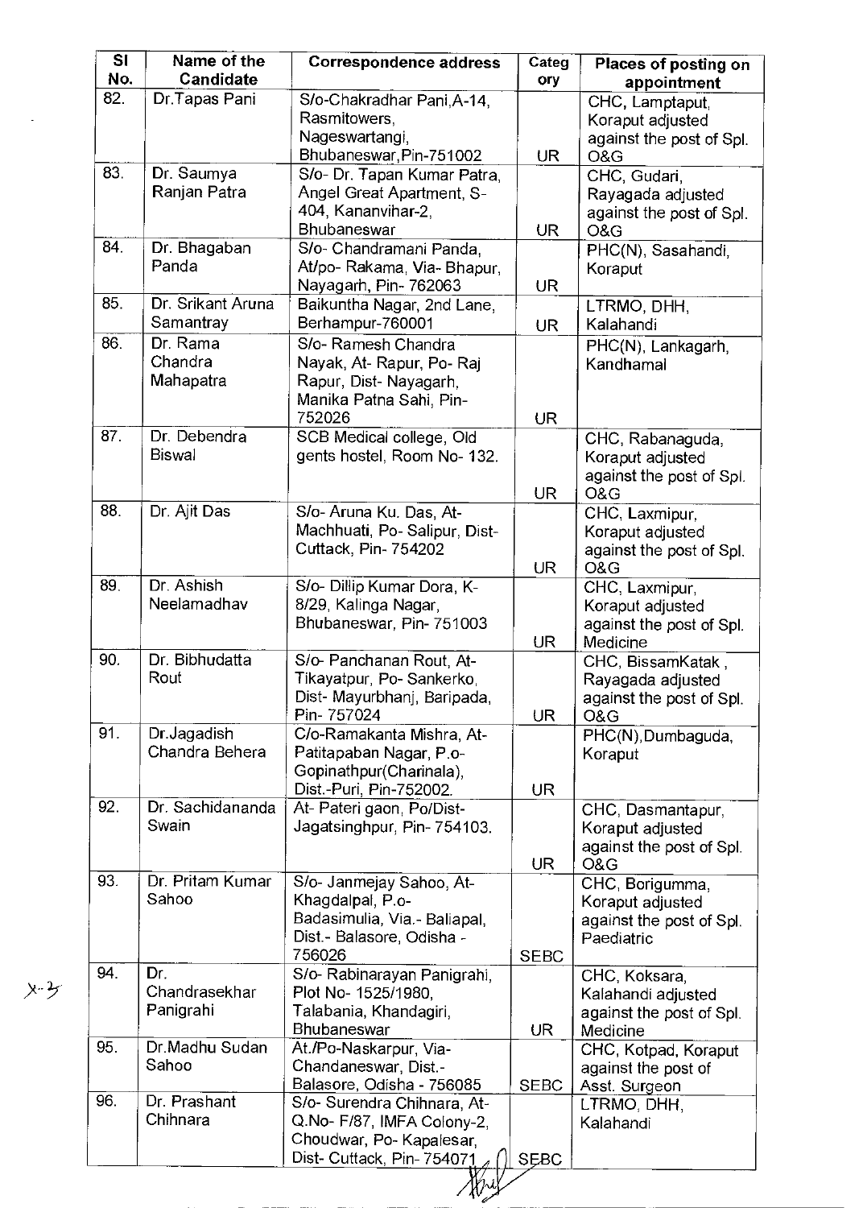| Sl No. | Name of the Candidate | Correspondence address | Category | Places of posting on appointment |
|---|---|---|---|---|
| 82. | Dr.Tapas Pani | S/o-Chakradhar Pani,A-14, Rasmitowers, Nageswartangi, Bhubaneswar,Pin-751002 | UR | CHC, Lamptaput, Koraput adjusted against the post of Spl. O&G |
| 83. | Dr. Saumya Ranjan Patra | S/o- Dr. Tapan Kumar Patra, Angel Great Apartment, S-404, Kananvihar-2, Bhubaneswar | UR | CHC, Gudari, Rayagada adjusted against the post of Spl. O&G |
| 84. | Dr. Bhagaban Panda | S/o- Chandramani Panda, At/po- Rakama, Via- Bhapur, Nayagarh, Pin- 762063 | UR | PHC(N), Sasahandi, Koraput |
| 85. | Dr. Srikant Aruna Samantray | Baikuntha Nagar, 2nd Lane, Berhampur-760001 | UR | LTRMO, DHH, Kalahandi |
| 86. | Dr. Rama Chandra Mahapatra | S/o- Ramesh Chandra Nayak, At- Rapur, Po- Raj Rapur, Dist- Nayagarh, Manika Patna Sahi, Pin-752026 | UR | PHC(N), Lankagarh, Kandhamal |
| 87. | Dr. Debendra Biswal | SCB Medical college, Old gents hostel, Room No- 132. | UR | CHC, Rabanaguda, Koraput adjusted against the post of Spl. O&G |
| 88. | Dr. Ajit Das | S/o- Aruna Ku. Das, At-Machhuati, Po- Salipur, Dist-Cuttack, Pin- 754202 | UR | CHC, Laxmipur, Koraput adjusted against the post of Spl. O&G |
| 89. | Dr. Ashish Neelamadhav | S/o- Dillip Kumar Dora, K-8/29, Kalinga Nagar, Bhubaneswar, Pin- 751003 | UR | CHC, Laxmipur, Koraput adjusted against the post of Spl. Medicine |
| 90. | Dr. Bibhudatta Rout | S/o- Panchanan Rout, At-Tikayatpur, Po- Sankerko, Dist- Mayurbhanj, Baripada, Pin- 757024 | UR | CHC, BissamKatak , Rayagada adjusted against the post of Spl. O&G |
| 91. | Dr.Jagadish Chandra Behera | C/o-Ramakanta Mishra, At-Patitapaban Nagar, P.o-Gopinathpur(Charinala), Dist.-Puri, Pin-752002. | UR | PHC(N),Dumbaguda, Koraput |
| 92. | Dr. Sachidananda Swain | At- Pateri gaon, Po/Dist-Jagatsinghpur, Pin- 754103. | UR | CHC, Dasmantapur, Koraput adjusted against the post of Spl. O&G |
| 93. | Dr. Pritam Kumar Sahoo | S/o- Janmejay Sahoo, At-Khagdalpal, P.o-Badasimulia, Via.- Baliapal, Dist.- Balasore, Odisha - 756026 | SEBC | CHC, Borigumma, Koraput adjusted against the post of Spl. Paediatric |
| 94. | Dr. Chandrasekhar Panigrahi | S/o- Rabinarayan Panigrahi, Plot No- 1525/1980, Talabania, Khandagiri, Bhubaneswar | UR | CHC, Koksara, Kalahandi adjusted against the post of Spl. Medicine |
| 95. | Dr.Madhu Sudan Sahoo | At./Po-Naskarpur, Via-Chandaneswar, Dist.-Balasore, Odisha - 756085 | SEBC | CHC, Kotpad, Koraput against the post of Asst. Surgeon |
| 96. | Dr. Prashant Chihnara | S/o- Surendra Chihnara, At-Q.No- F/87, IMFA Colony-2, Choudwar, Po- Kapalesar, Dist- Cuttack, Pin- 754071 | SEBC | LTRMO, DHH, Kalahandi |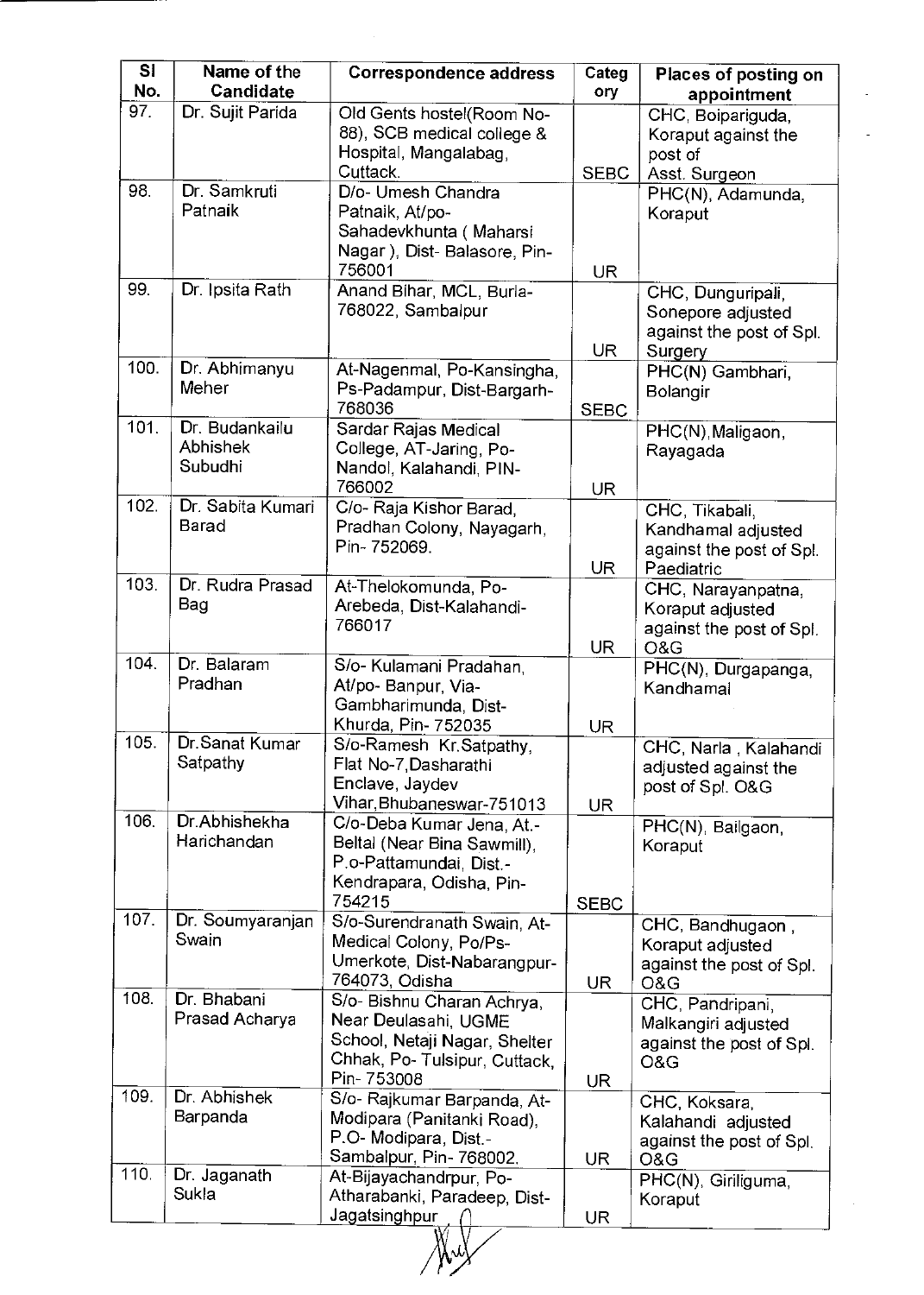| Sl No. | Name of the Candidate | Correspondence address | Category | Places of posting on appointment |
|---|---|---|---|---|
| 97. | Dr. Sujit Parida | Old Gents hostel(Room No-88), SCB medical college & Hospital, Mangalabag, Cuttack. | SEBC | CHC, Boipariguda, Koraput against the post of Asst. Surgeon |
| 98. | Dr. Samkruti Patnaik | D/o- Umesh Chandra Patnaik, At/po-Sahadevkhunta ( Maharsi Nagar ), Dist- Balasore, Pin-756001 | UR | PHC(N), Adamunda, Koraput |
| 99. | Dr. Ipsita Rath | Anand Bihar, MCL, Burla-768022, Sambalpur | UR | CHC, Dunguripali, Sonepore adjusted against the post of Spl. Surgery |
| 100. | Dr. Abhimanyu Meher | At-Nagenmal, Po-Kansingha, Ps-Padampur, Dist-Bargarh-768036 | SEBC | PHC(N) Gambhari, Bolangir |
| 101. | Dr. Budankailu Abhishek Subudhi | Sardar Rajas Medical College, AT-Jaring, Po-Nandol, Kalahandi, PIN-766002 | UR | PHC(N),Maligaon, Rayagada |
| 102. | Dr. Sabita Kumari Barad | C/o- Raja Kishor Barad, Pradhan Colony, Nayagarh, Pin- 752069. | UR | CHC, Tikabali, Kandhamal adjusted against the post of Spl. Paediatric |
| 103. | Dr. Rudra Prasad Bag | At-Thelokomunda, Po-Arebeda, Dist-Kalahandi-766017 | UR | CHC, Narayanpatna, Koraput adjusted against the post of Spl. O&G |
| 104. | Dr. Balaram Pradhan | S/o- Kulamani Pradahan, At/po- Banpur, Via-Gambharimunda, Dist-Khurda, Pin- 752035 | UR | PHC(N), Durgapanga, Kandhamal |
| 105. | Dr.Sanat Kumar Satpathy | S/o-Ramesh Kr.Satpathy, Flat No-7,Dasharathi Enclave, Jaydev Vihar,Bhubaneswar-751013 | UR | CHC, Narla , Kalahandi adjusted against the post of Spl. O&G |
| 106. | Dr.Abhishekha Harichandan | C/o-Deba Kumar Jena, At.-Beltal (Near Bina Sawmill), P.o-Pattamundai, Dist.-Kendrapara, Odisha, Pin-754215 | SEBC | PHC(N), Bailgaon, Koraput |
| 107. | Dr. Soumyaranjan Swain | S/o-Surendranath Swain, At-Medical Colony, Po/Ps-Umerkote, Dist-Nabarangpur-764073, Odisha | UR | CHC, Bandhugaon , Koraput adjusted against the post of Spl. O&G |
| 108. | Dr. Bhabani Prasad Acharya | S/o- Bishnu Charan Achrya, Near Deulasahi, UGME School, Netaji Nagar, Shelter Chhak, Po- Tulsipur, Cuttack, Pin- 753008 | UR | CHC, Pandripani, Malkangiri adjusted against the post of Spl. O&G |
| 109. | Dr. Abhishek Barpanda | S/o- Rajkumar Barpanda, At-Modipara (Panitanki Road), P.O- Modipara, Dist.-Sambalpur, Pin- 768002. | UR | CHC, Koksara, Kalahandi adjusted against the post of Spl. O&G |
| 110. | Dr. Jaganath Sukla | At-Bijayachandrpur, Po-Atharabanki, Paradeep, Dist-Jagatsinghpur | UR | PHC(N), Giriliguma, Koraput |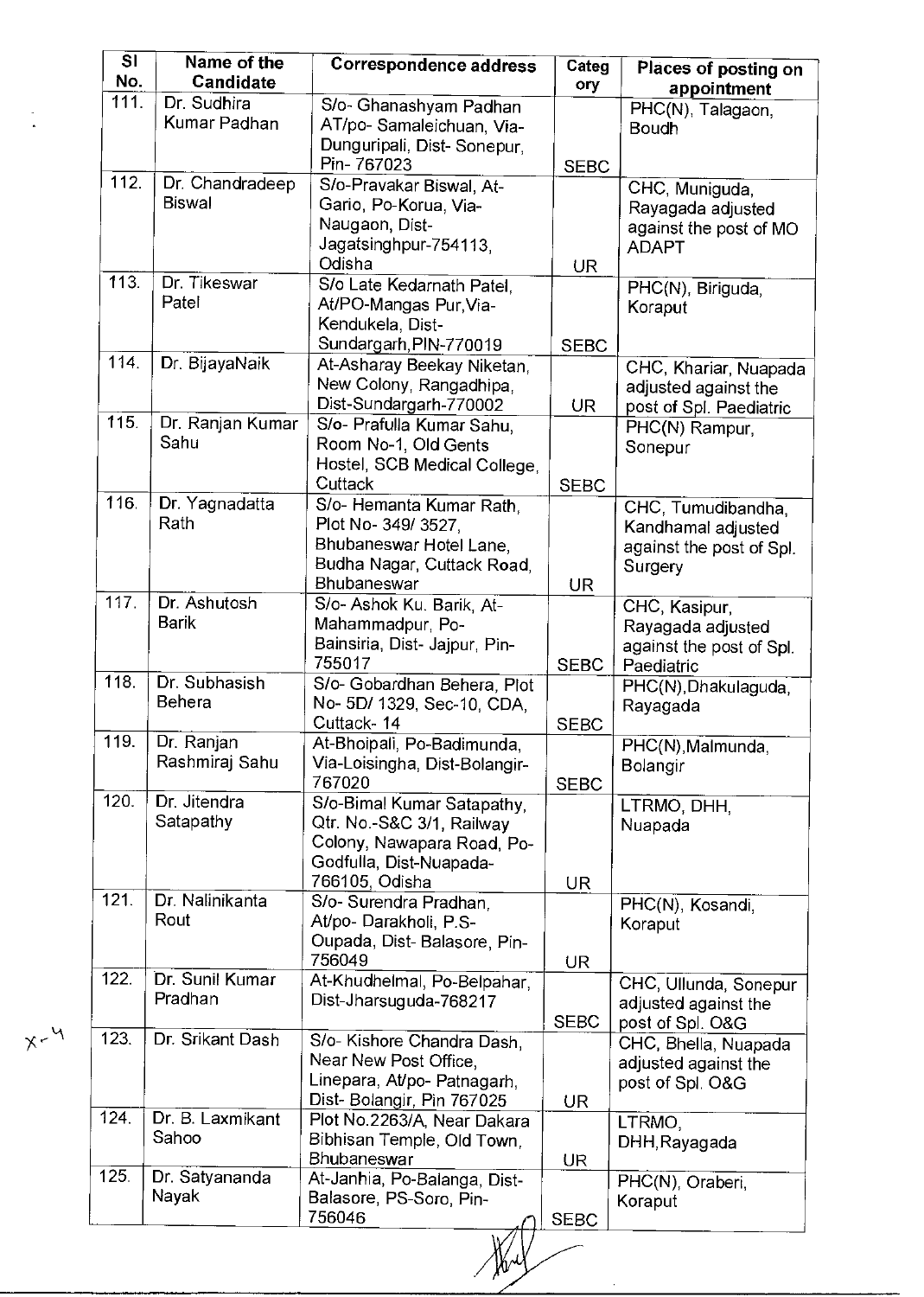| Sl No. | Name of the Candidate | Correspondence address | Category | Places of posting on appointment |
|---|---|---|---|---|
| 111. | Dr. Sudhira Kumar Padhan | S/o- Ghanashyam Padhan AT/po- Samaleichuan, Via- Dunguripali, Dist- Sonepur, Pin- 767023 | SEBC | PHC(N), Talagaon, Boudh |
| 112. | Dr. Chandradeep Biswal | S/o-Pravakar Biswal, At- Gario, Po-Korua, Via- Naugaon, Dist- Jagatsinghpur-754113, Odisha | UR | CHC, Muniguda, Rayagada adjusted against the post of MO ADAPT |
| 113. | Dr. Tikeswar Patel | S/o Late Kedarnath Patel, At/PO-Mangas Pur,Via- Kendukela, Dist- Sundargarh,PIN-770019 | SEBC | PHC(N), Biriguda, Koraput |
| 114. | Dr. BijayaNaik | At-Asharay Beekay Niketan, New Colony, Rangadhipa, Dist-Sundargarh-770002 | UR | CHC, Khariar, Nuapada adjusted against the post of Spl. Paediatric |
| 115. | Dr. Ranjan Kumar Sahu | S/o- Prafulla Kumar Sahu, Room No-1, Old Gents Hostel, SCB Medical College, Cuttack | SEBC | PHC(N) Rampur, Sonepur |
| 116. | Dr. Yagnadatta Rath | S/o- Hemanta Kumar Rath, Plot No- 349/ 3527, Bhubaneswar Hotel Lane, Budha Nagar, Cuttack Road, Bhubaneswar | UR | CHC, Tumudibandha, Kandhamal adjusted against the post of Spl. Surgery |
| 117. | Dr. Ashutosh Barik | S/o- Ashok Ku. Barik, At- Mahammadpur, Po- Bainsiria, Dist- Jajpur, Pin- 755017 | SEBC | CHC, Kasipur, Rayagada adjusted against the post of Spl. Paediatric |
| 118. | Dr. Subhasish Behera | S/o- Gobardhan Behera, Plot No- 5D/ 1329, Sec-10, CDA, Cuttack- 14 | SEBC | PHC(N),Dhakulaguda, Rayagada |
| 119. | Dr. Ranjan Rashmiraj Sahu | At-Bhoipali, Po-Badimunda, Via-Loisingha, Dist-Bolangir-767020 | SEBC | PHC(N),Malmunda, Bolangir |
| 120. | Dr. Jitendra Satapathy | S/o-Bimal Kumar Satapathy, Qtr. No.-S&C 3/1, Railway Colony, Nawapara Road, Po-Godfulla, Dist-Nuapada-766105, Odisha | UR | LTRMO, DHH, Nuapada |
| 121. | Dr. Nalinikanta Rout | S/o- Surendra Pradhan, At/po- Darakholi, P.S- Oupada, Dist- Balasore, Pin-756049 | UR | PHC(N), Kosandi, Koraput |
| 122. | Dr. Sunil Kumar Pradhan | At-Khudhelmal, Po-Belpahar, Dist-Jharsuguda-768217 | SEBC | CHC, Ullunda, Sonepur adjusted against the post of Spl. O&G |
| 123. | Dr. Srikant Dash | S/o- Kishore Chandra Dash, Near New Post Office, Linepara, At/po- Patnagarh, Dist- Bolangir, Pin 767025 | UR | CHC, Bhella, Nuapada adjusted against the post of Spl. O&G |
| 124. | Dr. B. Laxmikant Sahoo | Plot No.2263/A, Near Dakara Bibhisan Temple, Old Town, Bhubaneswar | UR | LTRMO, DHH,Rayagada |
| 125. | Dr. Satyananda Nayak | At-Janhia, Po-Balanga, Dist- Balasore, PS-Soro, Pin-756046 | SEBC | PHC(N), Oraberi, Koraput |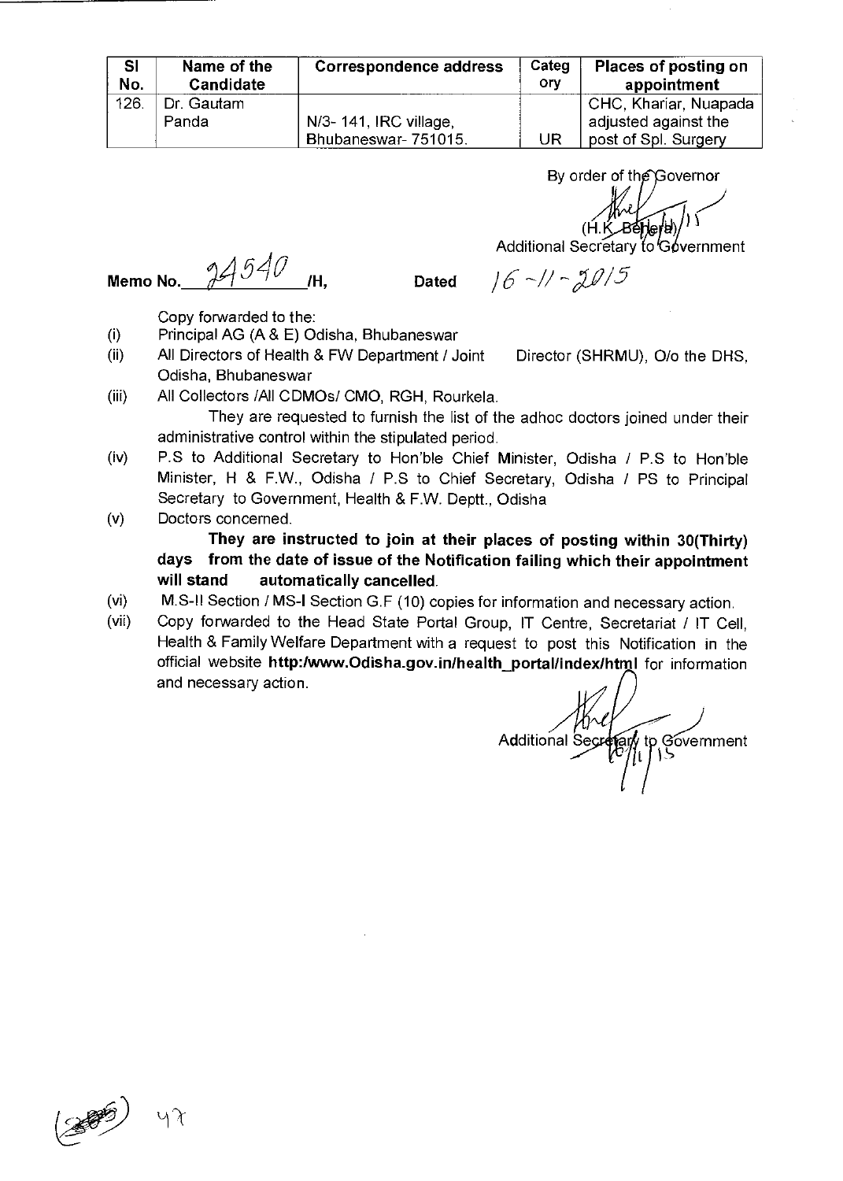| Sl No. | Name of the Candidate | Correspondence address | Category | Places of posting on appointment |
|---|---|---|---|---|
| 126. | Dr. Gautam Panda | N/3- 141, IRC village, Bhubaneswar- 751015. | UR | CHC, Khariar, Nuapada adjusted against the post of Spl. Surgery |

By order of the Governor

(H.K. Behera)

Additional Secretary to Government

Memo No. 24540 /H, Dated 16-11-2015

Copy forwarded to the:

(i) Principal AG (A & E) Odisha, Bhubaneswar

(ii) All Directors of Health & FW Department / Joint Director (SHRMU), O/o the DHS, Odisha, Bhubaneswar

(iii) All Collectors /All CDMOs/ CMO, RGH, Rourkela.

They are requested to furnish the list of the adhoc doctors joined under their administrative control within the stipulated period.

(iv) P.S to Additional Secretary to Hon'ble Chief Minister, Odisha / P.S to Hon'ble Minister, H & F.W., Odisha / P.S to Chief Secretary, Odisha / PS to Principal Secretary to Government, Health & F.W. Deptt., Odisha

(v) Doctors concerned.

**They are instructed to join at their places of posting within 30(Thirty) days from the date of issue of the Notification failing which their appointment will stand automatically cancelled.**

(vi) M.S-II Section / MS-I Section G.F (10) copies for information and necessary action.

(vii) Copy forwarded to the Head State Portal Group, IT Centre, Secretariat / IT Cell, Health & Family Welfare Department with a request to post this Notification in the official website **http:/www.Odisha.gov.in/health_portal/index/html** for information and necessary action.

Additional Secretary to Government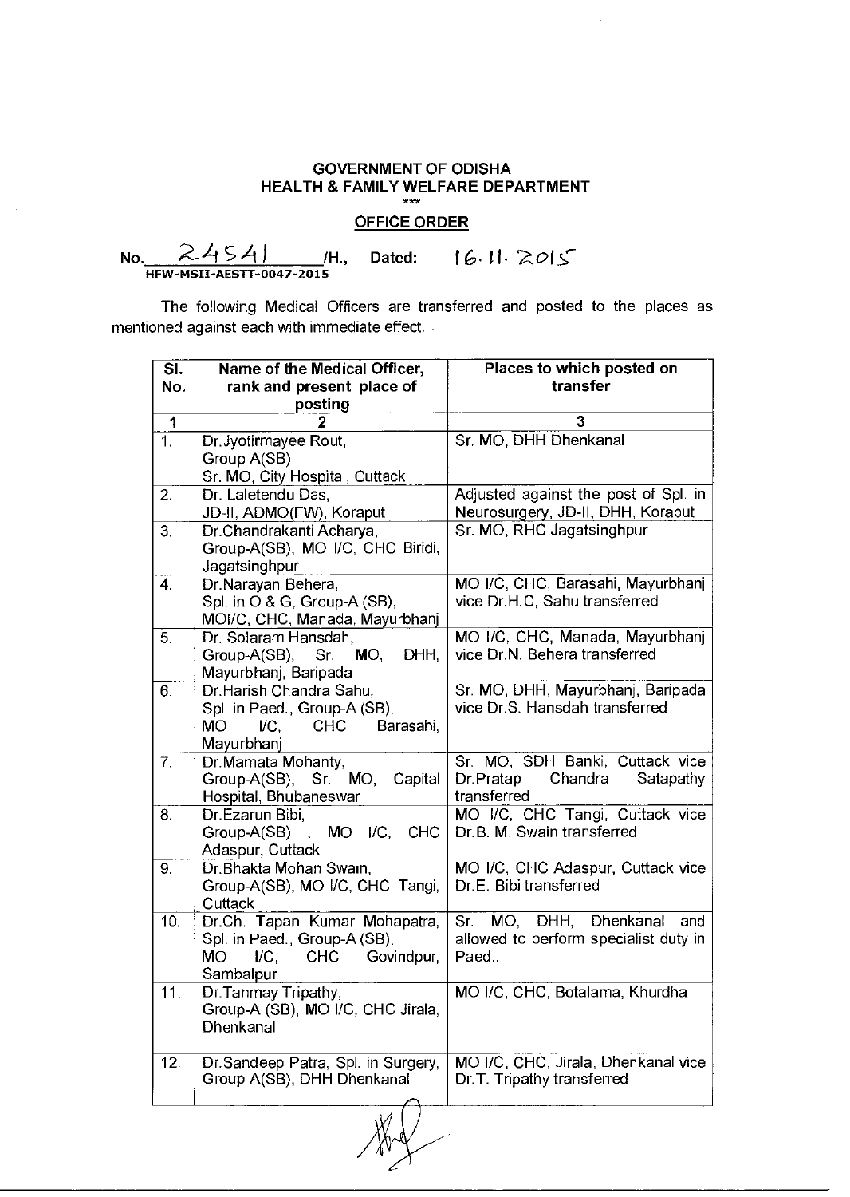**GOVERNMENT OF ODISHA**
**HEALTH & FAMILY WELFARE DEPARTMENT**
\*\*\*

**OFFICE ORDER**

No. 24541 /H., Dated: 16.11.2015
HFW-MSII-AESTT-0047-2015

The following Medical Officers are transferred and posted to the places as mentioned against each with immediate effect.

| Sl. No. | Name of the Medical Officer, rank and present place of posting | Places to which posted on transfer |
|---|---|---|
| 1 | 2 | 3 |
| 1. | Dr.Jyotirmayee Rout, Group-A(SB) Sr. MO, City Hospital, Cuttack | Sr. MO, DHH Dhenkanal |
| 2. | Dr. Laletendu Das, JD-II, ADMO(FW), Koraput | Adjusted against the post of Spl. in Neurosurgery, JD-II, DHH, Koraput |
| 3. | Dr.Chandrakanti Acharya, Group-A(SB), MO I/C, CHC Biridi, Jagatsinghpur | Sr. MO, RHC Jagatsinghpur |
| 4. | Dr.Narayan Behera, Spl. in O & G, Group-A (SB), MOI/C, CHC, Manada, Mayurbhanj | MO I/C, CHC, Barasahi, Mayurbhanj vice Dr.H.C, Sahu transferred |
| 5. | Dr. Solaram Hansdah, Group-A(SB), Sr. MO, DHH, Mayurbhanj, Baripada | MO I/C, CHC, Manada, Mayurbhanj vice Dr.N. Behera transferred |
| 6. | Dr.Harish Chandra Sahu, Spl. in Paed., Group-A (SB), MO I/C, CHC Barasahi, Mayurbhanj | Sr. MO, DHH, Mayurbhanj, Baripada vice Dr.S. Hansdah transferred |
| 7. | Dr.Mamata Mohanty, Group-A(SB), Sr. MO, Capital Hospital, Bhubaneswar | Sr. MO, SDH Banki, Cuttack vice Dr.Pratap Chandra Satapathy transferred |
| 8. | Dr.Ezarun Bibi, Group-A(SB) , MO I/C, CHC Adaspur, Cuttack | MO I/C, CHC Tangi, Cuttack vice Dr.B. M. Swain transferred |
| 9. | Dr.Bhakta Mohan Swain, Group-A(SB), MO I/C, CHC, Tangi, Cuttack | MO I/C, CHC Adaspur, Cuttack vice Dr.E. Bibi transferred |
| 10. | Dr.Ch. Tapan Kumar Mohapatra, Spl. in Paed., Group-A (SB), MO I/C, CHC Govindpur, Sambalpur | Sr. MO, DHH, Dhenkanal and allowed to perform specialist duty in Paed.. |
| 11. | Dr.Tanmay Tripathy, Group-A (SB), MO I/C, CHC Jirala, Dhenkanal | MO I/C, CHC, Botalama, Khurdha |
| 12. | Dr.Sandeep Patra, Spl. in Surgery, Group-A(SB), DHH Dhenkanal | MO I/C, CHC, Jirala, Dhenkanal vice Dr.T. Tripathy transferred |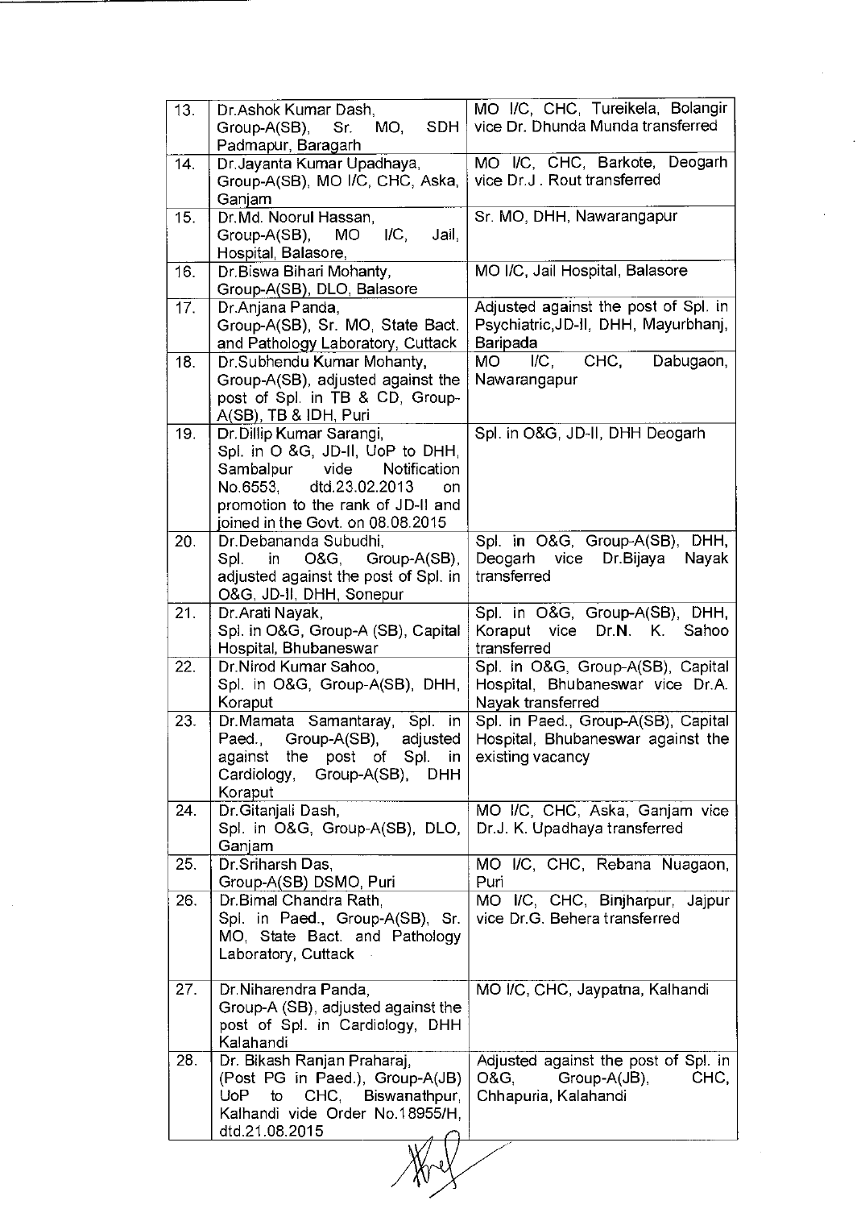| | | |
|---|---|---|
| 13. | Dr.Ashok Kumar Dash, Group-A(SB), Sr. MO, SDH Padmapur, Baragarh | MO I/C, CHC, Tureikela, Bolangir vice Dr. Dhunda Munda transferred |
| 14. | Dr.Jayanta Kumar Upadhaya, Group-A(SB), MO I/C, CHC, Aska, Ganjam | MO I/C, CHC, Barkote, Deogarh vice Dr.J . Rout transferred |
| 15. | Dr.Md. Noorul Hassan, Group-A(SB), MO I/C, Jail, Hospital, Balasore, | Sr. MO, DHH, Nawarangapur |
| 16. | Dr.Biswa Bihari Mohanty, Group-A(SB), DLO, Balasore | MO I/C, Jail Hospital, Balasore |
| 17. | Dr.Anjana Panda, Group-A(SB), Sr. MO, State Bact. and Pathology Laboratory, Cuttack | Adjusted against the post of Spl. in Psychiatric,JD-II, DHH, Mayurbhanj, Baripada |
| 18. | Dr.Subhendu Kumar Mohanty, Group-A(SB), adjusted against the post of Spl. in TB & CD, Group-A(SB), TB & IDH, Puri | MO I/C, CHC, Dabugaon, Nawarangapur |
| 19. | Dr.Dillip Kumar Sarangi, Spl. in O &G, JD-II, UoP to DHH, Sambalpur vide Notification No.6553, dtd.23.02.2013 on promotion to the rank of JD-II and joined in the Govt. on 08.08.2015 | Spl. in O&G, JD-II, DHH Deogarh |
| 20. | Dr.Debananda Subudhi, Spl. in O&G, Group-A(SB), adjusted against the post of Spl. in O&G, JD-II, DHH, Sonepur | Spl. in O&G, Group-A(SB), DHH, Deogarh vice Dr.Bijaya Nayak transferred |
| 21. | Dr.Arati Nayak, Spl. in O&G, Group-A (SB), Capital Hospital, Bhubaneswar | Spl. in O&G, Group-A(SB), DHH, Koraput vice Dr.N. K. Sahoo transferred |
| 22. | Dr.Nirod Kumar Sahoo, Spl. in O&G, Group-A(SB), DHH, Koraput | Spl. in O&G, Group-A(SB), Capital Hospital, Bhubaneswar vice Dr.A. Nayak transferred |
| 23. | Dr.Mamata Samantaray, Spl. in Paed., Group-A(SB), adjusted against the post of Spl. in Cardiology, Group-A(SB), DHH Koraput | Spl. in Paed., Group-A(SB), Capital Hospital, Bhubaneswar against the existing vacancy |
| 24. | Dr.Gitanjali Dash, Spl. in O&G, Group-A(SB), DLO, Ganjam | MO I/C, CHC, Aska, Ganjam vice Dr.J. K. Upadhaya transferred |
| 25. | Dr.Sriharsh Das, Group-A(SB) DSMO, Puri | MO I/C, CHC, Rebana Nuagaon, Puri |
| 26. | Dr.Bimal Chandra Rath, Spl. in Paed., Group-A(SB), Sr. MO, State Bact. and Pathology Laboratory, Cuttack | MO I/C, CHC, Binjharpur, Jajpur vice Dr.G. Behera transferred |
| 27. | Dr.Niharendra Panda, Group-A (SB), adjusted against the post of Spl. in Cardiology, DHH Kalahandi | MO I/C, CHC, Jaypatna, Kalhandi |
| 28. | Dr. Bikash Ranjan Praharaj, (Post PG in Paed.), Group-A(JB) UoP to CHC, Biswanathpur, Kalhandi vide Order No.18955/H, dtd.21.08.2015 | Adjusted against the post of Spl. in O&G, Group-A(JB), CHC, Chhapuria, Kalahandi |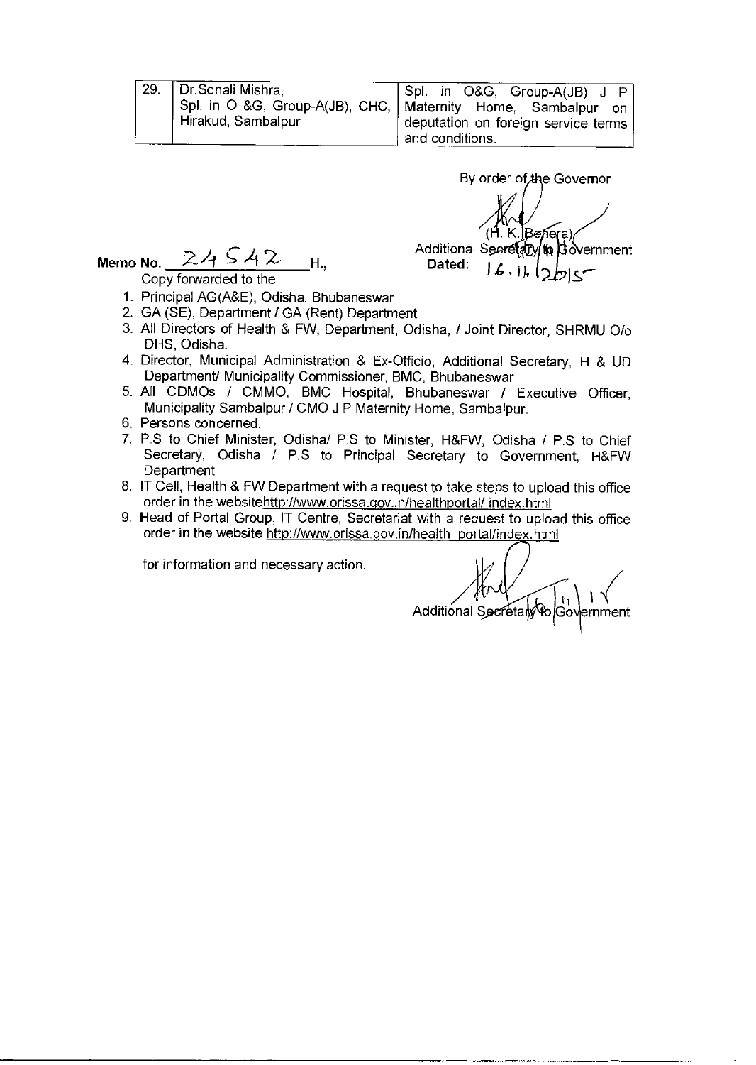| 29. | Dr.Sonali Mishra, Spl. in O &G, Group-A(JB), CHC, Hirakud, Sambalpur | Spl. in O&G, Group-A(JB) J P Maternity Home, Sambalpur on deputation on foreign service terms and conditions. |
|---|---|---|

By order of the Governor

(H. K. Behera)
Additional Secretary to Government
Dated: 16.11.2015

Memo No. 24542 H.,

Copy forwarded to the

1. Principal AG(A&E), Odisha, Bhubaneswar
2. GA (SE), Department / GA (Rent) Department
3. All Directors of Health & FW, Department, Odisha, / Joint Director, SHRMU O/o DHS, Odisha.
4. Director, Municipal Administration & Ex-Officio, Additional Secretary, H & UD Department/ Municipality Commissioner, BMC, Bhubaneswar
5. All CDMOs / CMMO, BMC Hospital, Bhubaneswar / Executive Officer, Municipality Sambalpur / CMO J P Maternity Home, Sambalpur.
6. Persons concerned.
7. P.S to Chief Minister, Odisha/ P.S to Minister, H&FW, Odisha / P.S to Chief Secretary, Odisha / P.S to Principal Secretary to Government, H&FW Department
8. IT Cell, Health & FW Department with a request to take steps to upload this office order in the websitehttp://www.orissa.gov.in/healthportal/ index.html
9. Head of Portal Group, IT Centre, Secretariat with a request to upload this office order in the website http://www.orissa.gov.in/health_portal/index.html

for information and necessary action.

Additional Secretary to Government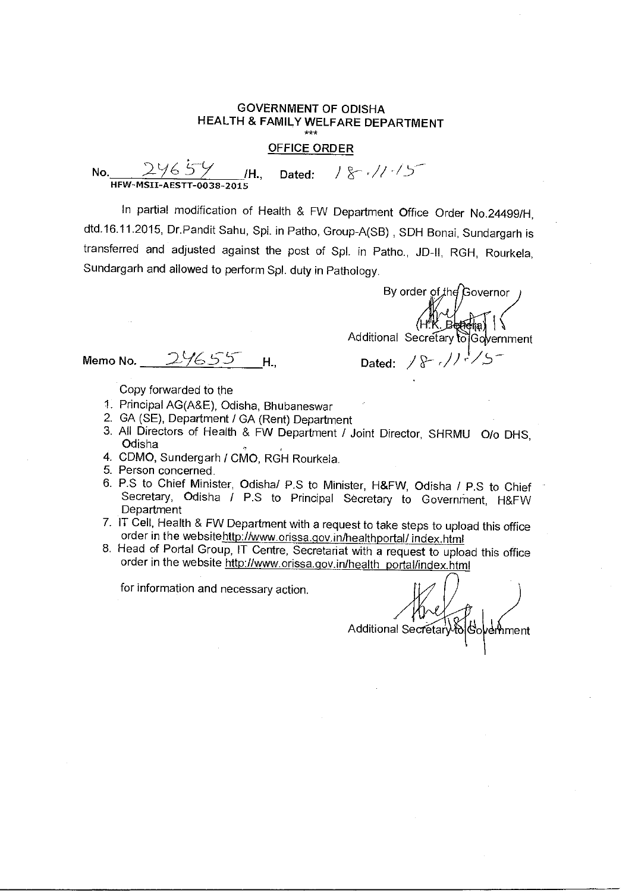**GOVERNMENT OF ODISHA**
**HEALTH & FAMILY WELFARE DEPARTMENT**
\*\*\*

**OFFICE ORDER**

No. 24654 /H., Dated: 18.11.15
HFW-MSII-AESTT-0038-2015

In partial modification of Health & FW Department Office Order No.24499/H, dtd.16.11.2015, Dr.Pandit Sahu, Spl. in Patho, Group-A(SB) , SDH Bonai, Sundargarh is transferred and adjusted against the post of Spl. in Patho., JD-II, RGH, Rourkela, Sundargarh and allowed to perform Spl. duty in Pathology.

By order of the Governor
(H.K. Behera)
Additional Secretary to Government

Memo No. 24655 H., Dated: 18.11.15

Copy forwarded to the

1. Principal AG(A&E), Odisha, Bhubaneswar
2. GA (SE), Department / GA (Rent) Department
3. All Directors of Health & FW Department / Joint Director, SHRMU O/o DHS, Odisha
4. CDMO, Sundergarh / CMO, RGH Rourkela.
5. Person concerned.
6. P.S to Chief Minister, Odisha/ P.S to Minister, H&FW, Odisha / P.S to Chief Secretary, Odisha / P.S to Principal Secretary to Government, H&FW Department
7. IT Cell, Health & FW Department with a request to take steps to upload this office order in the websitehttp://www.orissa.gov.in/healthportal/ index.html
8. Head of Portal Group, IT Centre, Secretariat with a request to upload this office order in the website http://www.orissa.gov.in/health portal/index.html

for information and necessary action.

Additional Secretary to Government